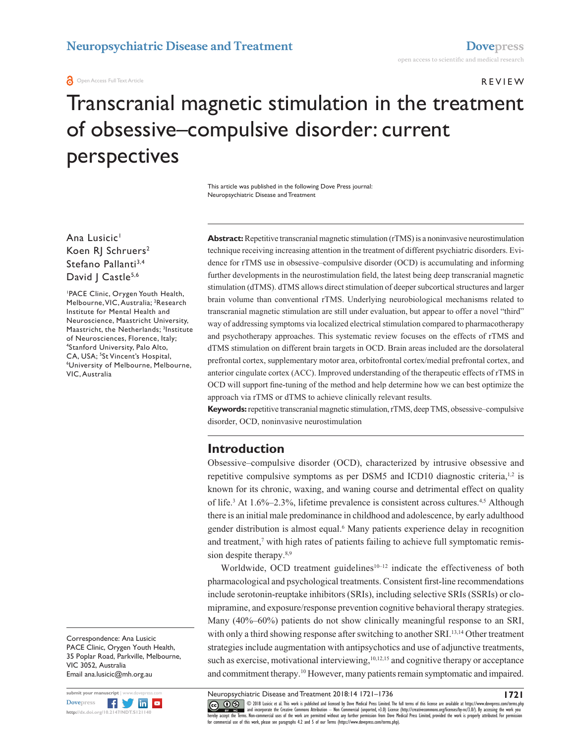REVIEW

# Transcranial magnetic stimulation in the treatment of obsessive–compulsive disorder: current perspectives

This article was published in the following Dove Press journal:
Neuropsychiatric Disease and Treatment

Ana Lusicic[1]
Koen RJ Schruers[2]
Stefano Pallanti[3,4]
David J Castle[5,6]

[1]PACE Clinic, Orygen Youth Health, Melbourne, VIC, Australia; [2]Research Institute for Mental Health and Neuroscience, Maastricht University, Maastricht, the Netherlands; [3]Institute of Neurosciences, Florence, Italy; [4]Stanford University, Palo Alto, CA, USA; [5]St Vincent's Hospital, [6]University of Melbourne, Melbourne, VIC, Australia

Correspondence: Ana Lusicic
PACE Clinic, Orygen Youth Health,
35 Poplar Road, Parkville, Melbourne,
VIC 3052, Australia
Email ana.lusicic@mh.org.au

**Abstract:** Repetitive transcranial magnetic stimulation (rTMS) is a noninvasive neurostimulation technique receiving increasing attention in the treatment of different psychiatric disorders. Evidence for rTMS use in obsessive–compulsive disorder (OCD) is accumulating and informing further developments in the neurostimulation field, the latest being deep transcranial magnetic stimulation (dTMS). dTMS allows direct stimulation of deeper subcortical structures and larger brain volume than conventional rTMS. Underlying neurobiological mechanisms related to transcranial magnetic stimulation are still under evaluation, but appear to offer a novel "third" way of addressing symptoms via localized electrical stimulation compared to pharmacotherapy and psychotherapy approaches. This systematic review focuses on the effects of rTMS and dTMS stimulation on different brain targets in OCD. Brain areas included are the dorsolateral prefrontal cortex, supplementary motor area, orbitofrontal cortex/medial prefrontal cortex, and anterior cingulate cortex (ACC). Improved understanding of the therapeutic effects of rTMS in OCD will support fine-tuning of the method and help determine how we can best optimize the approach via rTMS or dTMS to achieve clinically relevant results.

**Keywords:** repetitive transcranial magnetic stimulation, rTMS, deep TMS, obsessive–compulsive disorder, OCD, noninvasive neurostimulation

## Introduction

Obsessive–compulsive disorder (OCD), characterized by intrusive obsessive and repetitive compulsive symptoms as per DSM5 and ICD10 diagnostic criteria,[1,2] is known for its chronic, waxing, and waning course and detrimental effect on quality of life.[3] At 1.6%–2.3%, lifetime prevalence is consistent across cultures.[4,5] Although there is an initial male predominance in childhood and adolescence, by early adulthood gender distribution is almost equal.[6] Many patients experience delay in recognition and treatment,[7] with high rates of patients failing to achieve full symptomatic remission despite therapy.[8,9]

Worldwide, OCD treatment guidelines[10–12] indicate the effectiveness of both pharmacological and psychological treatments. Consistent first-line recommendations include serotonin-reuptake inhibitors (SRIs), including selective SRIs (SSRIs) or clomipramine, and exposure/response prevention cognitive behavioral therapy strategies. Many (40%–60%) patients do not show clinically meaningful response to an SRI, with only a third showing response after switching to another SRI.[13,14] Other treatment strategies include augmentation with antipsychotics and use of adjunctive treatments, such as exercise, motivational interviewing,[10,12,15] and cognitive therapy or acceptance and commitment therapy.[10] However, many patients remain symptomatic and impaired.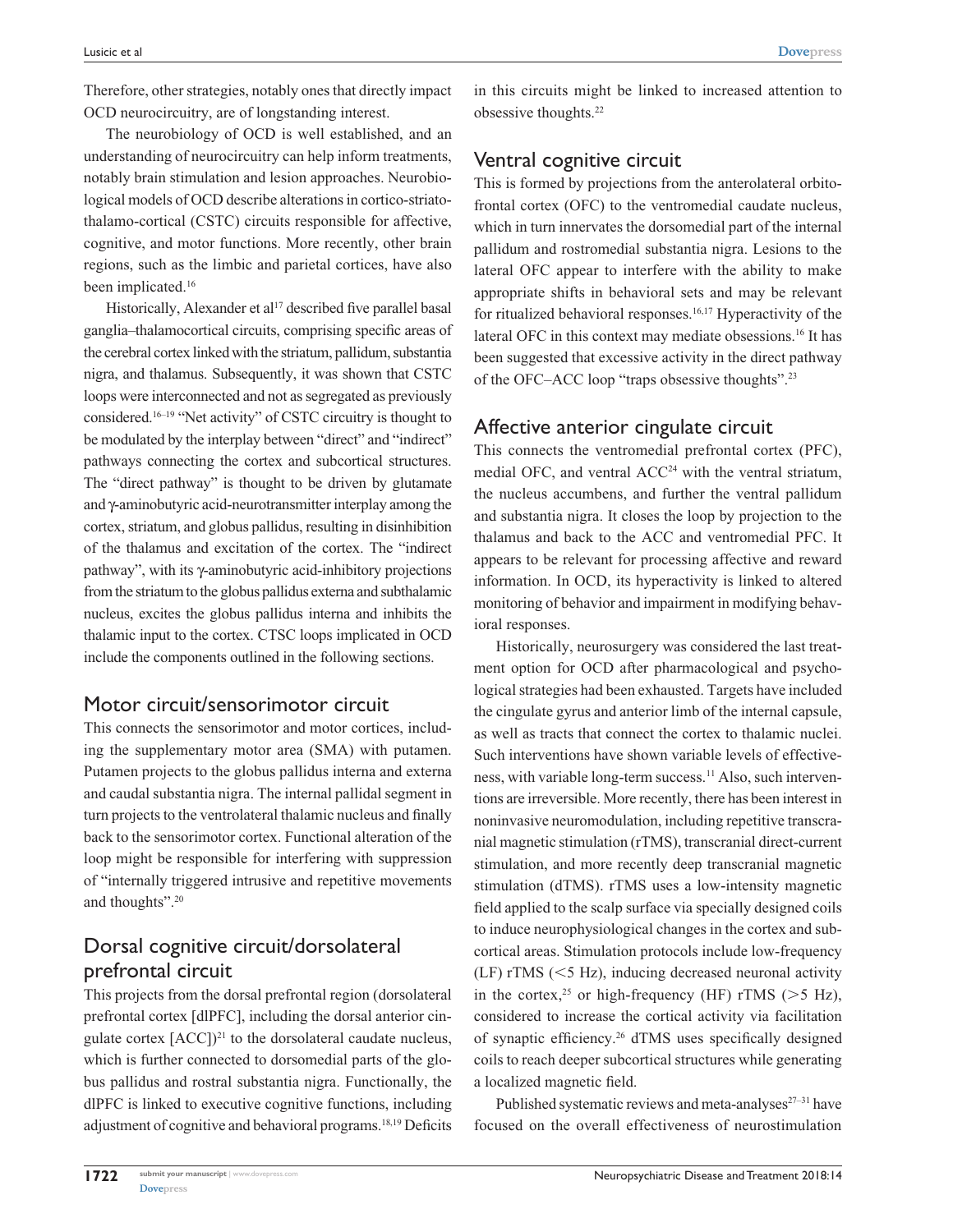Therefore, other strategies, notably ones that directly impact OCD neurocircuitry, are of longstanding interest.

The neurobiology of OCD is well established, and an understanding of neurocircuitry can help inform treatments, notably brain stimulation and lesion approaches. Neurobiological models of OCD describe alterations in cortico-striato-thalamo-cortical (CSTC) circuits responsible for affective, cognitive, and motor functions. More recently, other brain regions, such as the limbic and parietal cortices, have also been implicated.[16]

Historically, Alexander et al[17] described five parallel basal ganglia–thalamocortical circuits, comprising specific areas of the cerebral cortex linked with the striatum, pallidum, substantia nigra, and thalamus. Subsequently, it was shown that CSTC loops were interconnected and not as segregated as previously considered.[16–19] "Net activity" of CSTC circuitry is thought to be modulated by the interplay between "direct" and "indirect" pathways connecting the cortex and subcortical structures. The "direct pathway" is thought to be driven by glutamate and γ-aminobutyric acid-neurotransmitter interplay among the cortex, striatum, and globus pallidus, resulting in disinhibition of the thalamus and excitation of the cortex. The "indirect pathway", with its γ-aminobutyric acid-inhibitory projections from the striatum to the globus pallidus externa and subthalamic nucleus, excites the globus pallidus interna and inhibits the thalamic input to the cortex. CTSC loops implicated in OCD include the components outlined in the following sections.

## Motor circuit/sensorimotor circuit

This connects the sensorimotor and motor cortices, including the supplementary motor area (SMA) with putamen. Putamen projects to the globus pallidus interna and externa and caudal substantia nigra. The internal pallidal segment in turn projects to the ventrolateral thalamic nucleus and finally back to the sensorimotor cortex. Functional alteration of the loop might be responsible for interfering with suppression of "internally triggered intrusive and repetitive movements and thoughts".[20]

## Dorsal cognitive circuit/dorsolateral prefrontal circuit

This projects from the dorsal prefrontal region (dorsolateral prefrontal cortex [dlPFC], including the dorsal anterior cingulate cortex [ACC])[21] to the dorsolateral caudate nucleus, which is further connected to dorsomedial parts of the globus pallidus and rostral substantia nigra. Functionally, the dlPFC is linked to executive cognitive functions, including adjustment of cognitive and behavioral programs.[18,19] Deficits in this circuits might be linked to increased attention to obsessive thoughts.[22]

## Ventral cognitive circuit

This is formed by projections from the anterolateral orbitofrontal cortex (OFC) to the ventromedial caudate nucleus, which in turn innervates the dorsomedial part of the internal pallidum and rostromedial substantia nigra. Lesions to the lateral OFC appear to interfere with the ability to make appropriate shifts in behavioral sets and may be relevant for ritualized behavioral responses.[16,17] Hyperactivity of the lateral OFC in this context may mediate obsessions.[16] It has been suggested that excessive activity in the direct pathway of the OFC–ACC loop "traps obsessive thoughts".[23]

## Affective anterior cingulate circuit

This connects the ventromedial prefrontal cortex (PFC), medial OFC, and ventral ACC[24] with the ventral striatum, the nucleus accumbens, and further the ventral pallidum and substantia nigra. It closes the loop by projection to the thalamus and back to the ACC and ventromedial PFC. It appears to be relevant for processing affective and reward information. In OCD, its hyperactivity is linked to altered monitoring of behavior and impairment in modifying behavioral responses.

Historically, neurosurgery was considered the last treatment option for OCD after pharmacological and psychological strategies had been exhausted. Targets have included the cingulate gyrus and anterior limb of the internal capsule, as well as tracts that connect the cortex to thalamic nuclei. Such interventions have shown variable levels of effectiveness, with variable long-term success.[11] Also, such interventions are irreversible. More recently, there has been interest in noninvasive neuromodulation, including repetitive transcranial magnetic stimulation (rTMS), transcranial direct-current stimulation, and more recently deep transcranial magnetic stimulation (dTMS). rTMS uses a low-intensity magnetic field applied to the scalp surface via specially designed coils to induce neurophysiological changes in the cortex and subcortical areas. Stimulation protocols include low-frequency (LF) rTMS (<5 Hz), inducing decreased neuronal activity in the cortex,[25] or high-frequency (HF) rTMS (>5 Hz), considered to increase the cortical activity via facilitation of synaptic efficiency.[26] dTMS uses specifically designed coils to reach deeper subcortical structures while generating a localized magnetic field.

Published systematic reviews and meta-analyses[27–31] have focused on the overall effectiveness of neurostimulation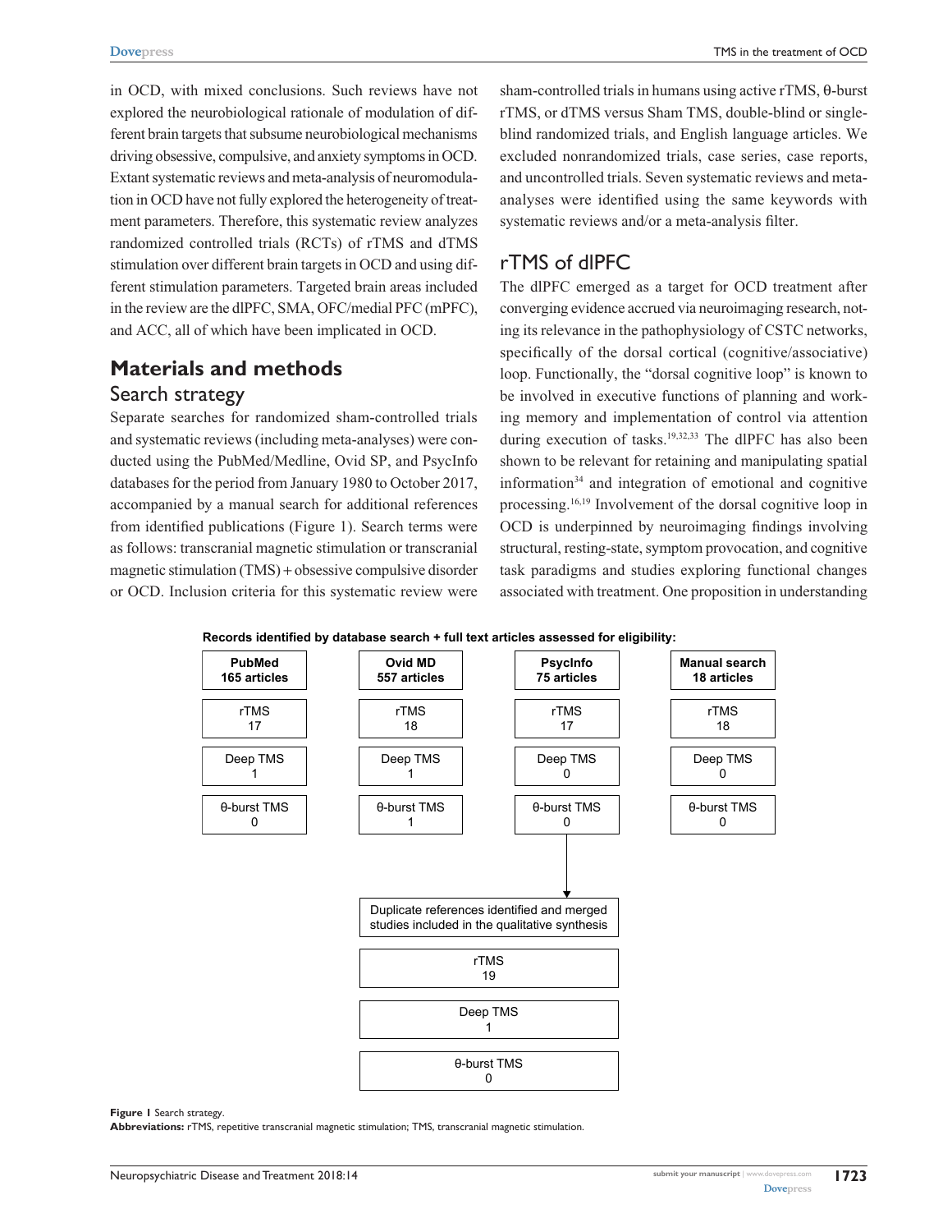in OCD, with mixed conclusions. Such reviews have not explored the neurobiological rationale of modulation of different brain targets that subsume neurobiological mechanisms driving obsessive, compulsive, and anxiety symptoms in OCD. Extant systematic reviews and meta-analysis of neuromodulation in OCD have not fully explored the heterogeneity of treatment parameters. Therefore, this systematic review analyzes randomized controlled trials (RCTs) of rTMS and dTMS stimulation over different brain targets in OCD and using different stimulation parameters. Targeted brain areas included in the review are the dlPFC, SMA, OFC/medial PFC (mPFC), and ACC, all of which have been implicated in OCD.

## Materials and methods

### Search strategy

Separate searches for randomized sham-controlled trials and systematic reviews (including meta-analyses) were conducted using the PubMed/Medline, Ovid SP, and PsycInfo databases for the period from January 1980 to October 2017, accompanied by a manual search for additional references from identified publications (Figure 1). Search terms were as follows: transcranial magnetic stimulation or transcranial magnetic stimulation (TMS) + obsessive compulsive disorder or OCD. Inclusion criteria for this systematic review were sham-controlled trials in humans using active rTMS, θ-burst rTMS, or dTMS versus Sham TMS, double-blind or single-blind randomized trials, and English language articles. We excluded nonrandomized trials, case series, case reports, and uncontrolled trials. Seven systematic reviews and meta-analyses were identified using the same keywords with systematic reviews and/or a meta-analysis filter.

## rTMS of dlPFC

The dlPFC emerged as a target for OCD treatment after converging evidence accrued via neuroimaging research, noting its relevance in the pathophysiology of CSTC networks, specifically of the dorsal cortical (cognitive/associative) loop. Functionally, the "dorsal cognitive loop" is known to be involved in executive functions of planning and working memory and implementation of control via attention during execution of tasks.[19,32,33] The dlPFC has also been shown to be relevant for retaining and manipulating spatial information[34] and integration of emotional and cognitive processing.[16,19] Involvement of the dorsal cognitive loop in OCD is underpinned by neuroimaging findings involving structural, resting-state, symptom provocation, and cognitive task paradigms and studies exploring functional changes associated with treatment. One proposition in understanding

**Records identified by database search + full text articles assessed for eligibility:**

| PubMed 165 articles | Ovid MD 557 articles | PsycInfo 75 articles | Manual search 18 articles |
|---|---|---|---|
| rTMS 17 | rTMS 18 | rTMS 17 | rTMS 18 |
| Deep TMS 1 | Deep TMS 1 | Deep TMS 0 | Deep TMS 0 |
| θ-burst TMS 0 | θ-burst TMS 1 | θ-burst TMS 0 | θ-burst TMS 0 |

↓

| Duplicate references identified and merged studies included in the qualitative synthesis |
|---|
| rTMS 19 |
| Deep TMS 1 |
| θ-burst TMS 0 |

**Figure 1** Search strategy.
**Abbreviations:** rTMS, repetitive transcranial magnetic stimulation; TMS, transcranial magnetic stimulation.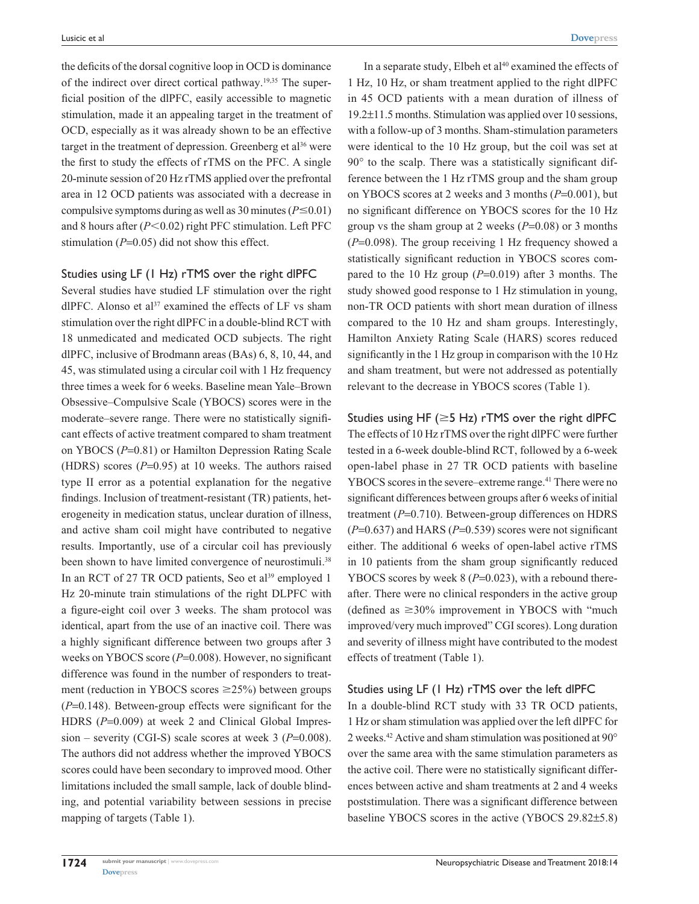the deficits of the dorsal cognitive loop in OCD is dominance of the indirect over direct cortical pathway.[19,35] The superficial position of the dlPFC, easily accessible to magnetic stimulation, made it an appealing target in the treatment of OCD, especially as it was already shown to be an effective target in the treatment of depression. Greenberg et al[36] were the first to study the effects of rTMS on the PFC. A single 20-minute session of 20 Hz rTMS applied over the prefrontal area in 12 OCD patients was associated with a decrease in compulsive symptoms during as well as 30 minutes ($P \leq 0.01$) and 8 hours after ($P < 0.02$) right PFC stimulation. Left PFC stimulation ($P=0.05$) did not show this effect.

### Studies using LF (1 Hz) rTMS over the right dlPFC

Several studies have studied LF stimulation over the right dlPFC. Alonso et al[37] examined the effects of LF vs sham stimulation over the right dlPFC in a double-blind RCT with 18 unmedicated and medicated OCD subjects. The right dlPFC, inclusive of Brodmann areas (BAs) 6, 8, 10, 44, and 45, was stimulated using a circular coil with 1 Hz frequency three times a week for 6 weeks. Baseline mean Yale–Brown Obsessive–Compulsive Scale (YBOCS) scores were in the moderate–severe range. There were no statistically significant effects of active treatment compared to sham treatment on YBOCS ($P=0.81$) or Hamilton Depression Rating Scale (HDRS) scores ($P=0.95$) at 10 weeks. The authors raised type II error as a potential explanation for the negative findings. Inclusion of treatment-resistant (TR) patients, heterogeneity in medication status, unclear duration of illness, and active sham coil might have contributed to negative results. Importantly, use of a circular coil has previously been shown to have limited convergence of neurostimuli.[38] In an RCT of 27 TR OCD patients, Seo et al[39] employed 1 Hz 20-minute train stimulations of the right DLPFC with a figure-eight coil over 3 weeks. The sham protocol was identical, apart from the use of an inactive coil. There was a highly significant difference between two groups after 3 weeks on YBOCS score ($P=0.008$). However, no significant difference was found in the number of responders to treatment (reduction in YBOCS scores $\geq 25\%$) between groups ($P=0.148$). Between-group effects were significant for the HDRS ($P=0.009$) at week 2 and Clinical Global Impression – severity (CGI-S) scale scores at week 3 ($P=0.008$). The authors did not address whether the improved YBOCS scores could have been secondary to improved mood. Other limitations included the small sample, lack of double blinding, and potential variability between sessions in precise mapping of targets (Table 1).

In a separate study, Elbeh et al[40] examined the effects of 1 Hz, 10 Hz, or sham treatment applied to the right dlPFC in 45 OCD patients with a mean duration of illness of 19.2±11.5 months. Stimulation was applied over 10 sessions, with a follow-up of 3 months. Sham-stimulation parameters were identical to the 10 Hz group, but the coil was set at 90° to the scalp. There was a statistically significant difference between the 1 Hz rTMS group and the sham group on YBOCS scores at 2 weeks and 3 months ($P=0.001$), but no significant difference on YBOCS scores for the 10 Hz group vs the sham group at 2 weeks ($P=0.08$) or 3 months ($P=0.098$). The group receiving 1 Hz frequency showed a statistically significant reduction in YBOCS scores compared to the 10 Hz group ($P=0.019$) after 3 months. The study showed good response to 1 Hz stimulation in young, non-TR OCD patients with short mean duration of illness compared to the 10 Hz and sham groups. Interestingly, Hamilton Anxiety Rating Scale (HARS) scores reduced significantly in the 1 Hz group in comparison with the 10 Hz and sham treatment, but were not addressed as potentially relevant to the decrease in YBOCS scores (Table 1).

### Studies using HF (≥5 Hz) rTMS over the right dlPFC

The effects of 10 Hz rTMS over the right dlPFC were further tested in a 6-week double-blind RCT, followed by a 6-week open-label phase in 27 TR OCD patients with baseline YBOCS scores in the severe–extreme range.[41] There were no significant differences between groups after 6 weeks of initial treatment ($P=0.710$). Between-group differences on HDRS ($P=0.637$) and HARS ($P=0.539$) scores were not significant either. The additional 6 weeks of open-label active rTMS in 10 patients from the sham group significantly reduced YBOCS scores by week 8 ($P=0.023$), with a rebound thereafter. There were no clinical responders in the active group (defined as $\geq 30\%$ improvement in YBOCS with "much improved/very much improved" CGI scores). Long duration and severity of illness might have contributed to the modest effects of treatment (Table 1).

### Studies using LF (1 Hz) rTMS over the left dlPFC

In a double-blind RCT study with 33 TR OCD patients, 1 Hz or sham stimulation was applied over the left dlPFC for 2 weeks.[42] Active and sham stimulation was positioned at 90° over the same area with the same stimulation parameters as the active coil. There were no statistically significant differences between active and sham treatments at 2 and 4 weeks poststimulation. There was a significant difference between baseline YBOCS scores in the active (YBOCS 29.82±5.8)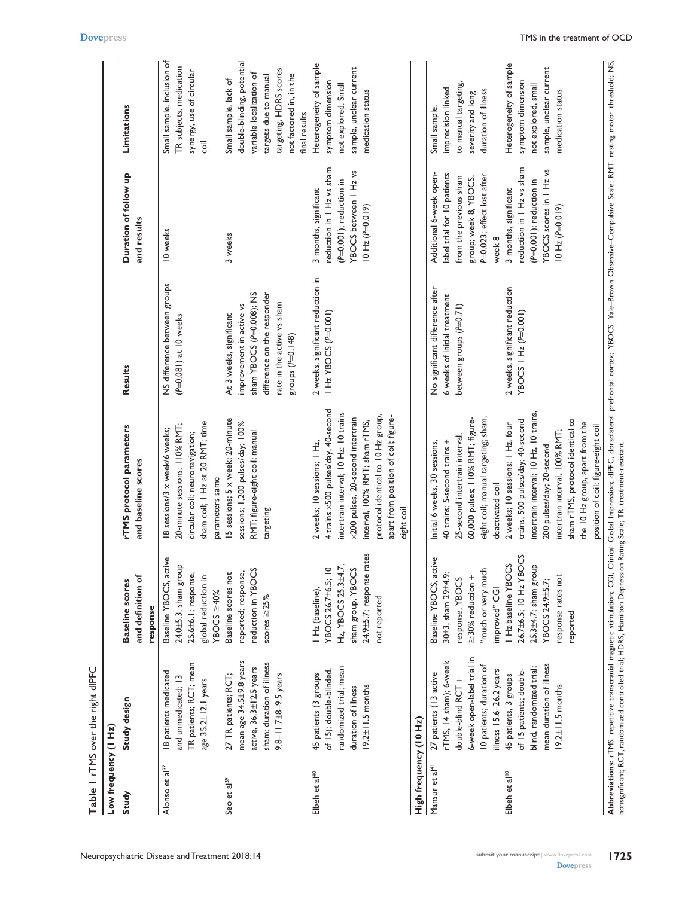**Table 1** rTMS over the right dlPFC

| Study | Study design | Baseline scores and definition of response | rTMS protocol parameters and baseline scores | Results | Duration of follow up and results | Limitations |
|---|---|---|---|---|---|---|
| **Low frequency (1 Hz)** | | | | | | |
| Alonso et al[37] | 18 patients medicated and unmedicated; 13 TR patients; RCT; mean age 35.2±12.1 years | Baseline YBOCS, active 24.0±5.3, sham group 25.6±6.1; response, global reduction in YBOCS ≥40% | 18 sessions/3 × week/6 weeks; 20-minute sessions; 110% RMT; circular coil; neuronavigation; sham coil; 1 Hz at 20 RMT; time parameters same | NS difference between groups (*P*=0.081) at 10 weeks | 10 weeks | Small sample, inclusion of TR subjects, medication synergy, use of circular coil |
| Seo et al[39] | 27 TR patients; RCT; mean age 34.5±9.8 years active, 36.3±12.5 years sham; duration of illness 9.8–11.7±8–9.5 years | Baseline scores not reported; response, reduction in YBOCS scores ≥25% | 15 sessions; 5 × week; 20-minute sessions; 1,200 pulses/day; 100% RMT; figure-eight coil; manual targeting | At 3 weeks, significant improvement in active vs sham YBOCS (*P*=0.008); NS difference on the responder rate in the active vs sham groups (*P*=0.148) | 3 weeks | Small sample, lack of double-blinding, potential variable localization of targets due to manual targeting, HDRS scores not factored in, in the final results |
| Elbeh et al[40] | 45 patients (3 groups of 15); double-blinded, randomized trial; mean duration of illness 19.2±11.5 months | 1 Hz (baseline), YBOCS 26.7±6.5; 10 Hz, YBOCS 25.3±4.7; sham group, YBOCS 24.9±5.7; response rates not reported | 2 weeks; 10 sessions; 1 Hz, 4 trains ×500 pulses/day, 40-second intertrain interval; 10 Hz: 10 trains ×200 pulses, 20-second intertrain interval, 100% RMT; sham rTMS, protocol identical to 10 Hz group, apart from position of coil; figure-eight coil | 2 weeks, significant reduction in 1 Hz YBOCS (*P*=0.001) | 3 months, significant reduction in 1 Hz vs sham (*P*=0.001); reduction in YBOCS between 1 Hz vs 10 Hz (*P*=0.019) | Heterogeneity of sample symptom dimension not explored. Small sample, unclear current medication status |
| **High frequency (10 Hz)** | | | | | | |
| Mansur et al[41] | 27 patients (13 active rTMS, 14 sham); 6-week double-blind RCT + 6-week open-label trial in 10 patients; duration of illness 15.6–26.2 years | Baseline YBOCS, active 30±3, sham 29±4.9; response, YBOCS ≥30% reduction + "much or very much improved" CGI | Initial 6 weeks, 30 sessions, 40 trains; 5-second trains + 25-second intertrain interval, 60,000 pulses; 110% RMT; figure-eight coil; manual targeting; sham, deactivated coil | No significant difference after 6 weeks of initial treatment between groups (*P*=0.71) | Additional 6-week open-label trial for 10 patients from the previous sham group; week 8, YBOCS, *P*=0.023; effect lost after week 8 | Small sample, imprecision linked to manual targeting, severity and long duration of illness |
| Elbeh et al[40] | 45 patients, 3 groups of 15 patients; double-blind, randomized trial; mean duration of illness 19.2±11.5 months | 1 Hz baseline YBOCS 26.7±6.5; 10 Hz YBOCS 25.3±4.7; sham group YBOCS 24.9±5.7; response rates not reported | 2 weeks; 10 sessions; 1 Hz, four trains, 500 pulses/day; 40-second intertrain interval; 10 Hz, 10 trains, 200 pulses/day; 20-second intertrain interval, 100% RMT; sham rTMS, protocol identical to the 10 Hz group, apart from the position of coil; figure-eight coil | 2 weeks, significant reduction YBOCS 1 Hz (*P*=0.001) | 3 months, significant reduction in 1 Hz vs sham (*P*=0.001); reduction in YBOCS scores in 1 Hz vs 10 Hz (*P*=0.019) | Heterogeneity of sample symptom dimension not explored, small sample, unclear current medication status |

**Abbreviations:** rTMS, repetitive transcranial magnetic stimulation; CGI, Clinical Global Impression; dlPFC, dorsolateral prefrontal cortex; YBOCS, Yale-Brown Obsessive–Compulsive Scale; RMT, resting motor threshold; NS, nonsignificant; RCT, randomized controlled trial; HDRS, Hamilton Depression Rating Scale; TR, treatment-resistant.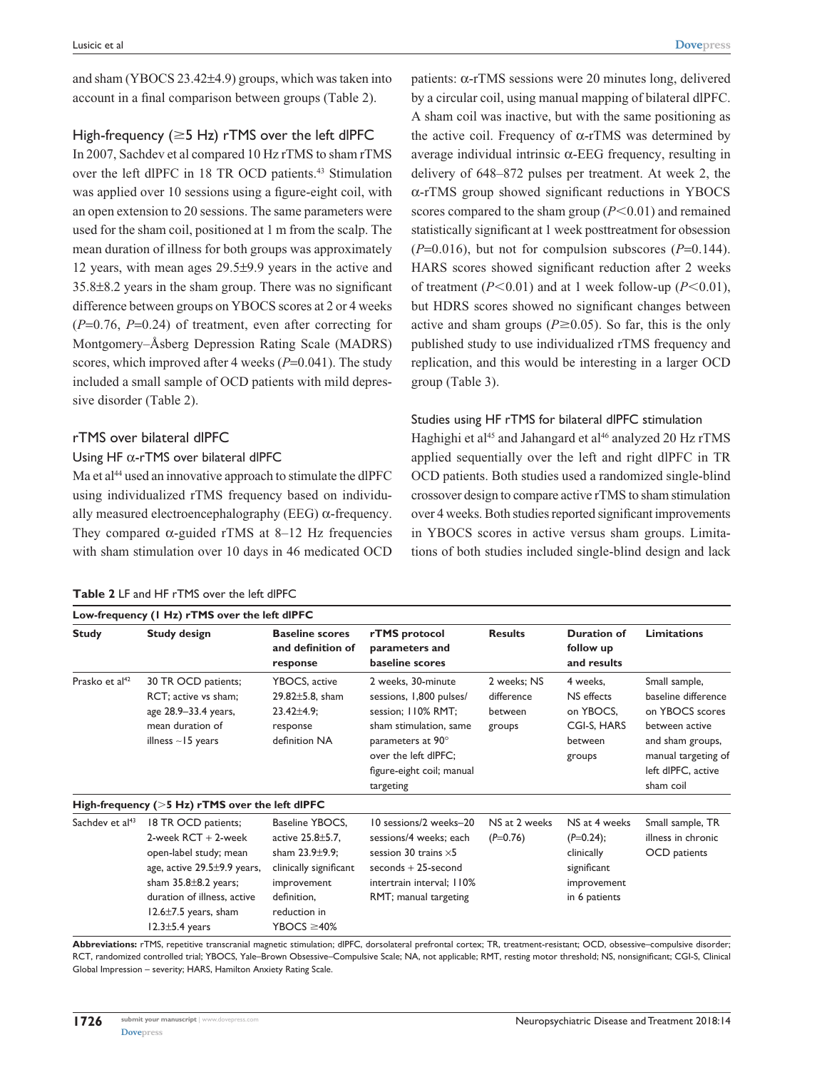and sham (YBOCS 23.42±4.9) groups, which was taken into account in a final comparison between groups (Table 2).

### High-frequency (≥5 Hz) rTMS over the left dlPFC

In 2007, Sachdev et al compared 10 Hz rTMS to sham rTMS over the left dlPFC in 18 TR OCD patients.[43] Stimulation was applied over 10 sessions using a figure-eight coil, with an open extension to 20 sessions. The same parameters were used for the sham coil, positioned at 1 m from the scalp. The mean duration of illness for both groups was approximately 12 years, with mean ages 29.5±9.9 years in the active and 35.8±8.2 years in the sham group. There was no significant difference between groups on YBOCS scores at 2 or 4 weeks ($P$=0.76, $P$=0.24) of treatment, even after correcting for Montgomery–Åsberg Depression Rating Scale (MADRS) scores, which improved after 4 weeks ($P$=0.041). The study included a small sample of OCD patients with mild depressive disorder (Table 2).

## rTMS over bilateral dlPFC

### Using HF α-rTMS over bilateral dlPFC

Ma et al[44] used an innovative approach to stimulate the dlPFC using individualized rTMS frequency based on individually measured electroencephalography (EEG) α-frequency. They compared α-guided rTMS at 8–12 Hz frequencies with sham stimulation over 10 days in 46 medicated OCD patients: α-rTMS sessions were 20 minutes long, delivered by a circular coil, using manual mapping of bilateral dlPFC. A sham coil was inactive, but with the same positioning as the active coil. Frequency of α-rTMS was determined by average individual intrinsic α-EEG frequency, resulting in delivery of 648–872 pulses per treatment. At week 2, the α-rTMS group showed significant reductions in YBOCS scores compared to the sham group ($P$<0.01) and remained statistically significant at 1 week posttreatment for obsession ($P$=0.016), but not for compulsion subscores ($P$=0.144). HARS scores showed significant reduction after 2 weeks of treatment ($P$<0.01) and at 1 week follow-up ($P$<0.01), but HDRS scores showed no significant changes between active and sham groups ($P$≥0.05). So far, this is the only published study to use individualized rTMS frequency and replication, and this would be interesting in a larger OCD group (Table 3).

### Studies using HF rTMS for bilateral dlPFC stimulation

Haghighi et al[45] and Jahangard et al[46] analyzed 20 Hz rTMS applied sequentially over the left and right dlPFC in TR OCD patients. Both studies used a randomized single-blind crossover design to compare active rTMS to sham stimulation over 4 weeks. Both studies reported significant improvements in YBOCS scores in active versus sham groups. Limitations of both studies included single-blind design and lack

**Table 2** LF and HF rTMS over the left dlPFC

| Study | Study design | Baseline scores and definition of response | rTMS protocol parameters and baseline scores | Results | Duration of follow up and results | Limitations |
|---|---|---|---|---|---|---|
| **Low-frequency (1 Hz) rTMS over the left dlPFC** | | | | | | |
| Prasko et al[42] | 30 TR OCD patients; RCT; active vs sham; age 28.9–33.4 years, mean duration of illness ~15 years | YBOCS, active 29.82±5.8, sham 23.42±4.9; response definition NA | 2 weeks, 30-minute sessions, 1,800 pulses/session; 110% RMT; sham stimulation, same parameters at 90° over the left dlPFC; figure-eight coil; manual targeting | 2 weeks; NS difference between groups | 4 weeks, NS effects on YBOCS, CGI-S, HARS between groups | Small sample, baseline difference on YBOCS scores between active and sham groups, manual targeting of left dlPFC, active sham coil |
| **High-frequency (>5 Hz) rTMS over the left dlPFC** | | | | | | |
| Sachdev et al[43] | 18 TR OCD patients; 2-week RCT + 2-week open-label study; mean age, active 29.5±9.9 years, sham 35.8±8.2 years; duration of illness, active 12.6±7.5 years, sham 12.3±5.4 years | Baseline YBOCS, active 25.8±5.7, sham 23.9±9.9; clinically significant improvement definition, reduction in YBOCS ≥40% | 10 sessions/2 weeks–20 sessions/4 weeks; each session 30 trains ×5 seconds + 25-second intertrain interval; 110% RMT; manual targeting | NS at 2 weeks ($P$=0.76) | NS at 4 weeks ($P$=0.24); clinically significant improvement in 6 patients | Small sample, TR illness in chronic OCD patients |

**Abbreviations:** rTMS, repetitive transcranial magnetic stimulation; dlPFC, dorsolateral prefrontal cortex; TR, treatment-resistant; OCD, obsessive–compulsive disorder; RCT, randomized controlled trial; YBOCS, Yale–Brown Obsessive–Compulsive Scale; NA, not applicable; RMT, resting motor threshold; NS, nonsignificant; CGI-S, Clinical Global Impression – severity; HARS, Hamilton Anxiety Rating Scale.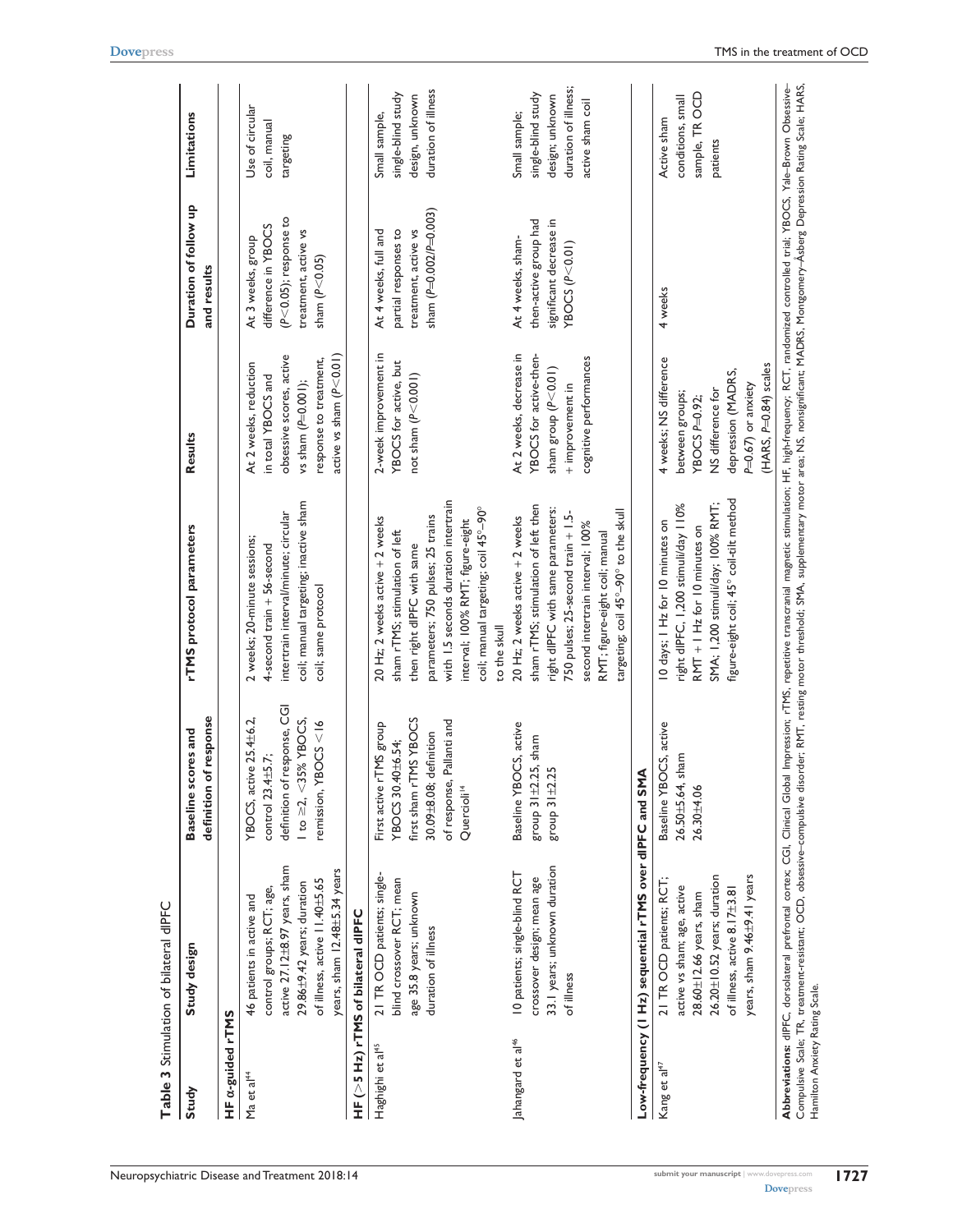**Table 3** Stimulation of bilateral dlPFC

| Study | Study design | Baseline scores and definition of response | rTMS protocol parameters | Results | Duration of follow up and results | Limitations |
|---|---|---|---|---|---|---|
| **HF α-guided rTMS** | | | | | | |
| Ma et al[44] | 46 patients in active and control groups; RCT; age, active 27.12±8.97 years, sham 29.86±9.42 years; duration of illness, active 11.40±5.65 years, sham 12.48±5.34 years | YBOCS, active 25.4±6.2, control 23.4±5.7; definition of response, CGI 1 to ≥2, <35% YBOCS, remission, YBOCS <16 | 2 weeks; 20-minute sessions; 4-second train + 56-second intertrain interval/minute; circular coil; manual targeting; inactive sham coil; same protocol | At 2 weeks, reduction in total YBOCS and obsessive scores, active vs sham ($P$=0.001); response to treatment, active vs sham ($P$<0.01) | At 3 weeks, group difference in YBOCS ($P$<0.05); response to treatment, active vs sham ($P$<0.05) | Use of circular coil, manual targeting |
| **HF (>5 Hz) rTMS of bilateral dlPFC** | | | | | | |
| Haghighi et al[45] | 21 TR OCD patients; single-blind crossover RCT; mean age 35.8 years; unknown duration of illness | First active rTMS group YBOCS 30.40±6.54; first sham rTMS YBOCS 30.09±8.08; definition of response, Pallanti and Quercioli[14] | 20 Hz; 2 weeks active + 2 weeks sham rTMS; stimulation of left then right dlPFC with same parameters; 750 pulses; 25 trains with 1.5 seconds duration intertrain interval; 100% RMT; figure-eight coil; manual targeting; coil 45°–90° to the skull | 2-week improvement in YBOCS for active, but not sham ($P$<0.001) | At 4 weeks, full and partial responses to treatment, active vs sham ($P$=0.002/$P$=0.003) | Small sample, single-blind study design, unknown duration of illness |
| Jahangard et al[46] | 10 patients; single-blind RCT crossover design; mean age 33.1 years; unknown duration of illness | Baseline YBOCS, active group 31±2.25, sham group 31±2.25 | 20 Hz; 2 weeks active + 2 weeks sham rTMS; stimulation of left then right dlPFC with same parameters: 750 pulses; 25-second train + 1.5-second intertrain interval; 100% RMT; figure-eight coil; manual targeting; coil 45°–90° to the skull | At 2 weeks, decrease in YBOCS for active-then-sham group ($P$<0.01) + improvement in cognitive performances | At 4 weeks, sham-then-active group had significant decrease in YBOCS ($P$<0.01) | Small sample; single-blind study design; unknown duration of illness; active sham coil |
| **Low-frequency (1 Hz) sequential rTMS over dlPFC and SMA** | | | | | | |
| Kang et al[47] | 21 TR OCD patients; RCT; active vs sham; age, active 28.60±12.66 years, sham 26.20±10.52 years; duration of illness, active 8.17±3.81 years, sham 9.46±9.41 years | Baseline YBOCS, active 26.50±5.64, sham 26.30±4.06 | 10 days; 1 Hz for 10 minutes on right dlPFC, 1,200 stimuli/day 110% RMT + 1 Hz for 10 minutes on SMA; 1,200 stimuli/day; 100% RMT; figure-eight coil; 45° coil-tilt method | 4 weeks; NS difference between groups; YBOCS $P$=0.92; NS difference for depression (MADRS, $P$=0.67) or anxiety (HARS, $P$=0.84) scales | 4 weeks | Active sham conditions, small sample, TR OCD patients |

**Abbreviations:** dlPFC, dorsolateral prefrontal cortex; CGI, Clinical Global Impression; rTMS, repetitive transcranial magnetic stimulation; HF, high-frequency; RCT, randomized controlled trial; YBOCS, Yale–Brown Obsessive–Compulsive Scale; TR, treatment-resistant; OCD, obsessive–compulsive disorder; RMT, resting motor threshold; SMA, supplementary motor area; NS, nonsignificant; MADRS, Montgomery–Åsberg Depression Rating Scale; HARS, Hamilton Anxiety Rating Scale.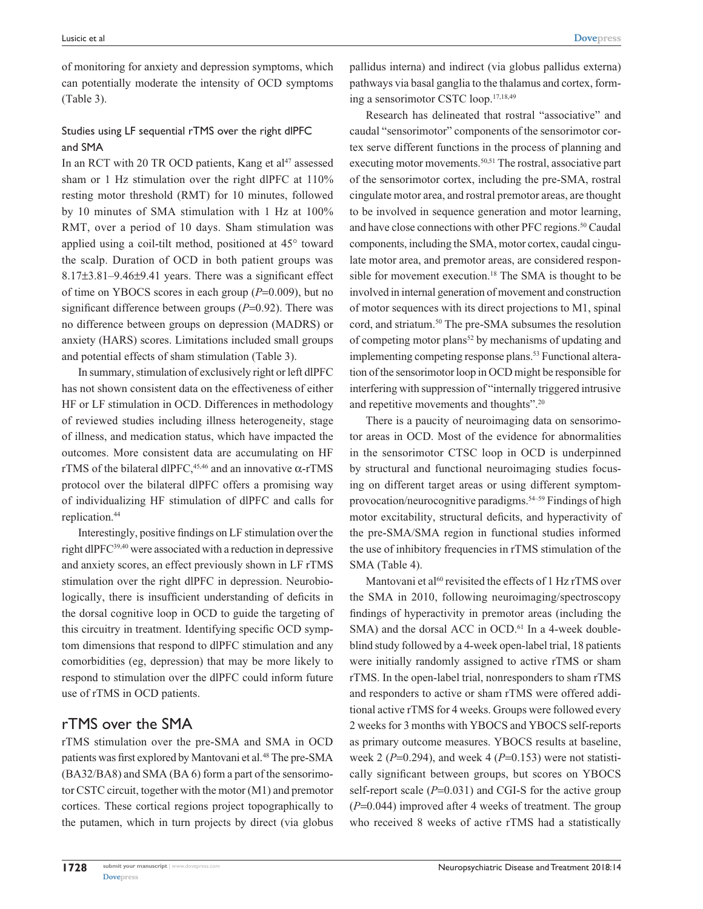of monitoring for anxiety and depression symptoms, which can potentially moderate the intensity of OCD symptoms (Table 3).

### Studies using LF sequential rTMS over the right dlPFC and SMA

In an RCT with 20 TR OCD patients, Kang et al[47] assessed sham or 1 Hz stimulation over the right dlPFC at 110% resting motor threshold (RMT) for 10 minutes, followed by 10 minutes of SMA stimulation with 1 Hz at 100% RMT, over a period of 10 days. Sham stimulation was applied using a coil-tilt method, positioned at 45° toward the scalp. Duration of OCD in both patient groups was 8.17±3.81–9.46±9.41 years. There was a significant effect of time on YBOCS scores in each group ($P$=0.009), but no significant difference between groups ($P$=0.92). There was no difference between groups on depression (MADRS) or anxiety (HARS) scores. Limitations included small groups and potential effects of sham stimulation (Table 3).

In summary, stimulation of exclusively right or left dlPFC has not shown consistent data on the effectiveness of either HF or LF stimulation in OCD. Differences in methodology of reviewed studies including illness heterogeneity, stage of illness, and medication status, which have impacted the outcomes. More consistent data are accumulating on HF rTMS of the bilateral dlPFC,[45,46] and an innovative $\alpha$-rTMS protocol over the bilateral dlPFC offers a promising way of individualizing HF stimulation of dlPFC and calls for replication.[44]

Interestingly, positive findings on LF stimulation over the right dlPFC[39,40] were associated with a reduction in depressive and anxiety scores, an effect previously shown in LF rTMS stimulation over the right dlPFC in depression. Neurobiologically, there is insufficient understanding of deficits in the dorsal cognitive loop in OCD to guide the targeting of this circuitry in treatment. Identifying specific OCD symptom dimensions that respond to dlPFC stimulation and any comorbidities (eg, depression) that may be more likely to respond to stimulation over the dlPFC could inform future use of rTMS in OCD patients.

## rTMS over the SMA

rTMS stimulation over the pre-SMA and SMA in OCD patients was first explored by Mantovani et al.[48] The pre-SMA (BA32/BA8) and SMA (BA 6) form a part of the sensorimotor CSTC circuit, together with the motor (M1) and premotor cortices. These cortical regions project topographically to the putamen, which in turn projects by direct (via globus pallidus interna) and indirect (via globus pallidus externa) pathways via basal ganglia to the thalamus and cortex, forming a sensorimotor CSTC loop.[17,18,49]

Research has delineated that rostral "associative" and caudal "sensorimotor" components of the sensorimotor cortex serve different functions in the process of planning and executing motor movements.[50,51] The rostral, associative part of the sensorimotor cortex, including the pre-SMA, rostral cingulate motor area, and rostral premotor areas, are thought to be involved in sequence generation and motor learning, and have close connections with other PFC regions.[50] Caudal components, including the SMA, motor cortex, caudal cingulate motor area, and premotor areas, are considered responsible for movement execution.[18] The SMA is thought to be involved in internal generation of movement and construction of motor sequences with its direct projections to M1, spinal cord, and striatum.[50] The pre-SMA subsumes the resolution of competing motor plans[52] by mechanisms of updating and implementing competing response plans.[53] Functional alteration of the sensorimotor loop in OCD might be responsible for interfering with suppression of "internally triggered intrusive and repetitive movements and thoughts".[20]

There is a paucity of neuroimaging data on sensorimotor areas in OCD. Most of the evidence for abnormalities in the sensorimotor CTSC loop in OCD is underpinned by structural and functional neuroimaging studies focusing on different target areas or using different symptom-provocation/neurocognitive paradigms.[54–59] Findings of high motor excitability, structural deficits, and hyperactivity of the pre-SMA/SMA region in functional studies informed the use of inhibitory frequencies in rTMS stimulation of the SMA (Table 4).

Mantovani et al[60] revisited the effects of 1 Hz rTMS over the SMA in 2010, following neuroimaging/spectroscopy findings of hyperactivity in premotor areas (including the SMA) and the dorsal ACC in OCD.[61] In a 4-week double-blind study followed by a 4-week open-label trial, 18 patients were initially randomly assigned to active rTMS or sham rTMS. In the open-label trial, nonresponders to sham rTMS and responders to active or sham rTMS were offered additional active rTMS for 4 weeks. Groups were followed every 2 weeks for 3 months with YBOCS and YBOCS self-reports as primary outcome measures. YBOCS results at baseline, week 2 ($P$=0.294), and week 4 ($P$=0.153) were not statistically significant between groups, but scores on YBOCS self-report scale ($P$=0.031) and CGI-S for the active group ($P$=0.044) improved after 4 weeks of treatment. The group who received 8 weeks of active rTMS had a statistically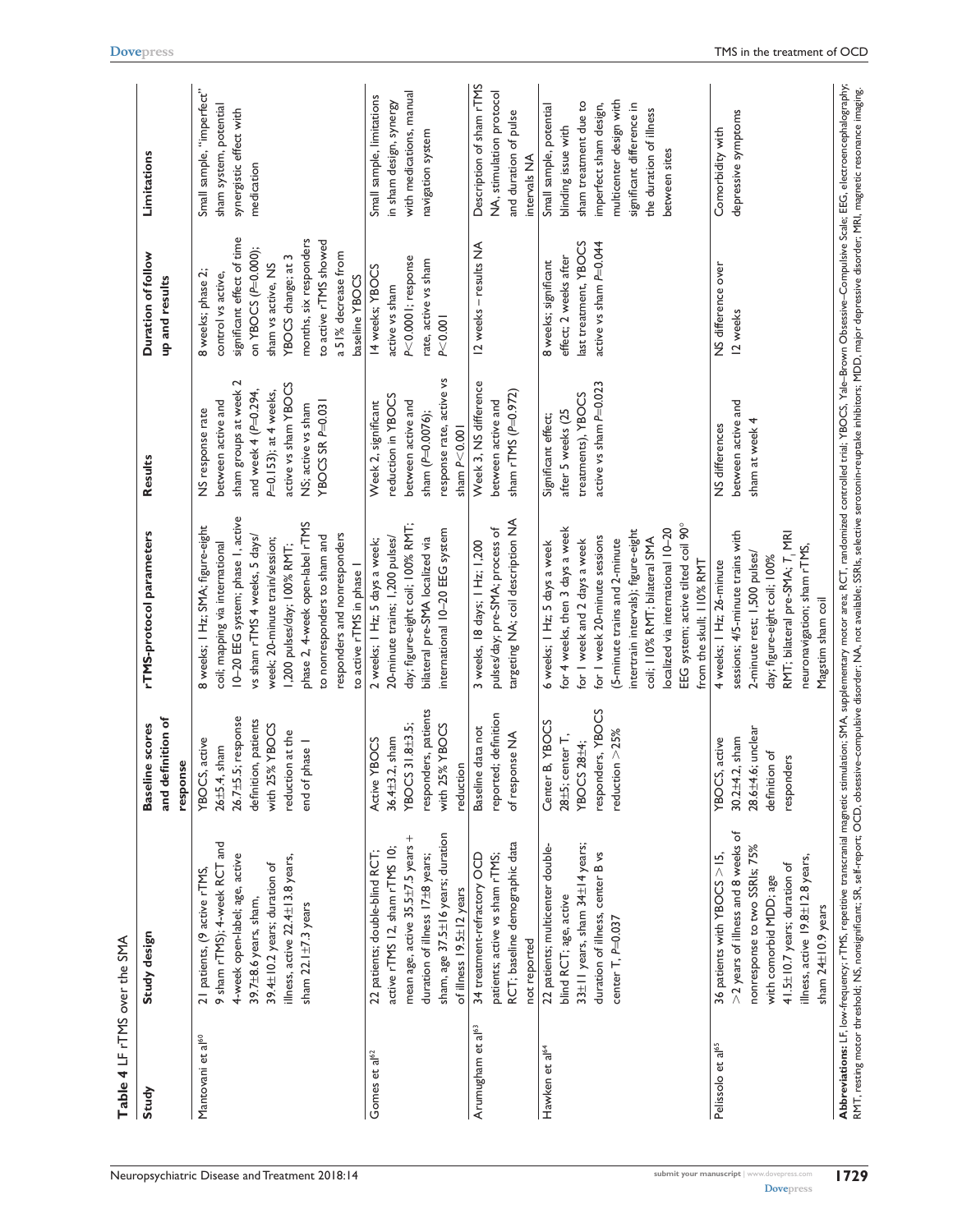**Table 4** LF rTMS over the SMA

| Study | Study design | Baseline scores and definition of response | rTMS-protocol parameters | Results | Duration of follow up and results | Limitations |
|---|---|---|---|---|---|---|
| Mantovani et al[60] | 21 patients, (9 active rTMS, 9 sham rTMS); 4-week RCT and 4-week open-label; age, active 39.7±8.6 years, sham, 39.4±10.2 years; duration of illness, active 22.4±13.8 years, sham 22.1±7.3 years | YBOCS, active 26±5.4, sham 26.7±5.5; response definition, patients with 25% YBOCS reduction at the end of phase 1 | 8 weeks; 1 Hz; SMA; figure-eight coil; mapping via international 10–20 EEG system; phase 1, active vs sham rTMS 4 weeks, 5 days/week; 20-minute train/session; 1,200 pulses/day; 100% RMT; phase 2, 4-week open-label rTMS to nonresponders to sham and responders and nonresponders to active rTMS in phase 1 | NS response rate between active and sham groups at week 2 and week 4 ($P$=0.294, $P$=0.153); at 4 weeks, active vs sham YBOCS NS; active vs sham YBOCS SR $P$=0.031 | 8 weeks; phase 2; control vs active, significant effect of time on YBOCS ($P$=0.000); sham vs active, NS YBOCS change; at 3 months, six responders to active rTMS showed a 51% decrease from baseline YBOCS | Small sample, "imperfect" sham system, potential synergistic effect with medication |
| Gomes et al[62] | 22 patients; double-blind RCT; active rTMS 12, sham rTMS 10; mean age, active 35.5±7.5 years + sham, age 37.5±16 years; duration of illness 17±8 years; of illness 19.5±12 years | Active YBOCS 36.4±3.2, sham YBOCS 31.8±3.5; responders, patients with 25% YBOCS reduction | 2 weeks; 1 Hz; 5 days a week; 20-minute trains; 1,200 pulses/day; figure-eight coil; 100% RMT; bilateral pre-SMA localized via international 10–20 EEG system | Week 2, significant reduction in YBOCS between active and sham ($P$=0.0076); response rate, active vs sham $P$<0.001 | 14 weeks; YBOCS active vs sham $P$<0.0001; response rate, active vs sham $P$<0.001 | Small sample, limitations in sham design, synergy with medications, manual navigation system |
| Arumugham et al[63] | 34 treatment-refractory OCD patients; active vs sham rTMS; RCT; baseline demographic data not reported | Baseline data not reported; definition of response NA | 3 weeks, 18 days; 1 Hz; 1,200 pulses/day; pre-SMA; process of targeting NA; coil description NA | Week 3, NS difference between active and sham rTMS ($P$=0.972) | 12 weeks – results NA | Description of sham rTMS NA, stimulation protocol and duration of pulse intervals NA |
| Hawken et al[64] | 22 patients; multicenter double-blind RCT; age, active 33±11 years, sham 34±14 years; duration of illness, center B vs center T, $P$=0.037 | Center B, YBOCS 28±5; center T, YBOCS 28±4; responders, YBOCS reduction >25% | 6 weeks; 1 Hz; 5 days a week for 4 weeks, then 3 days a week for 1 week and 2 days a week for 1 week 20-minute sessions (5-minute trains and 2-minute intertrain intervals); figure-eight coil; 110% RMT; bilateral SMA localized via international 10–20 EEG system; active tilted coil 90° from the skull; 110% RMT | Significant effect; after 5 weeks (25 treatments), YBOCS active vs sham $P$=0.023 | 8 weeks; significant effect; 2 weeks after last treatment, YBOCS active vs sham $P$=0.044 | Small sample, potential blinding issue with sham treatment due to imperfect sham design, multicenter design with significant difference in the duration of illness between sites |
| Pelissolo et al[65] | 36 patients with YBOCS >15, >2 years of illness and 8 weeks of nonresponse to two SSRIs; 75% with comorbid MDD; age 41.5±10.7 years; duration of illness, active 19.8±12.8 years, sham 24±10.9 years | YBOCS, active 30.2±4.2, sham 28.6±4.6; unclear definition of responders | 4 weeks; 1 Hz; 26-minute sessions; 4/5-minute trains with 2-minute rest; 1,500 pulses/day; figure-eight coil; 100% RMT; bilateral pre-SMA; T₁ MRI neuronavigation; sham rTMS, Magstim sham coil | NS differences between active and sham at week 4 | NS difference over 12 weeks | Comorbidity with depressive symptoms |

**Abbreviations:** LF, low-frequency; rTMS, repetitive transcranial magnetic stimulation; SMA, supplementary motor area; RCT, randomized controlled trial; YBOCS, Yale-Brown Obsessive–Compulsive Scale; EEG, electroencephalography; RMT, resting motor threshold; NS, nonsignificant; SR, self-report; OCD, obsessive–compulsive disorder; NA, not available; SSRIs, selective serotonin-reuptake inhibitors; MDD, major depressive disorder; MRI, magnetic resonance imaging.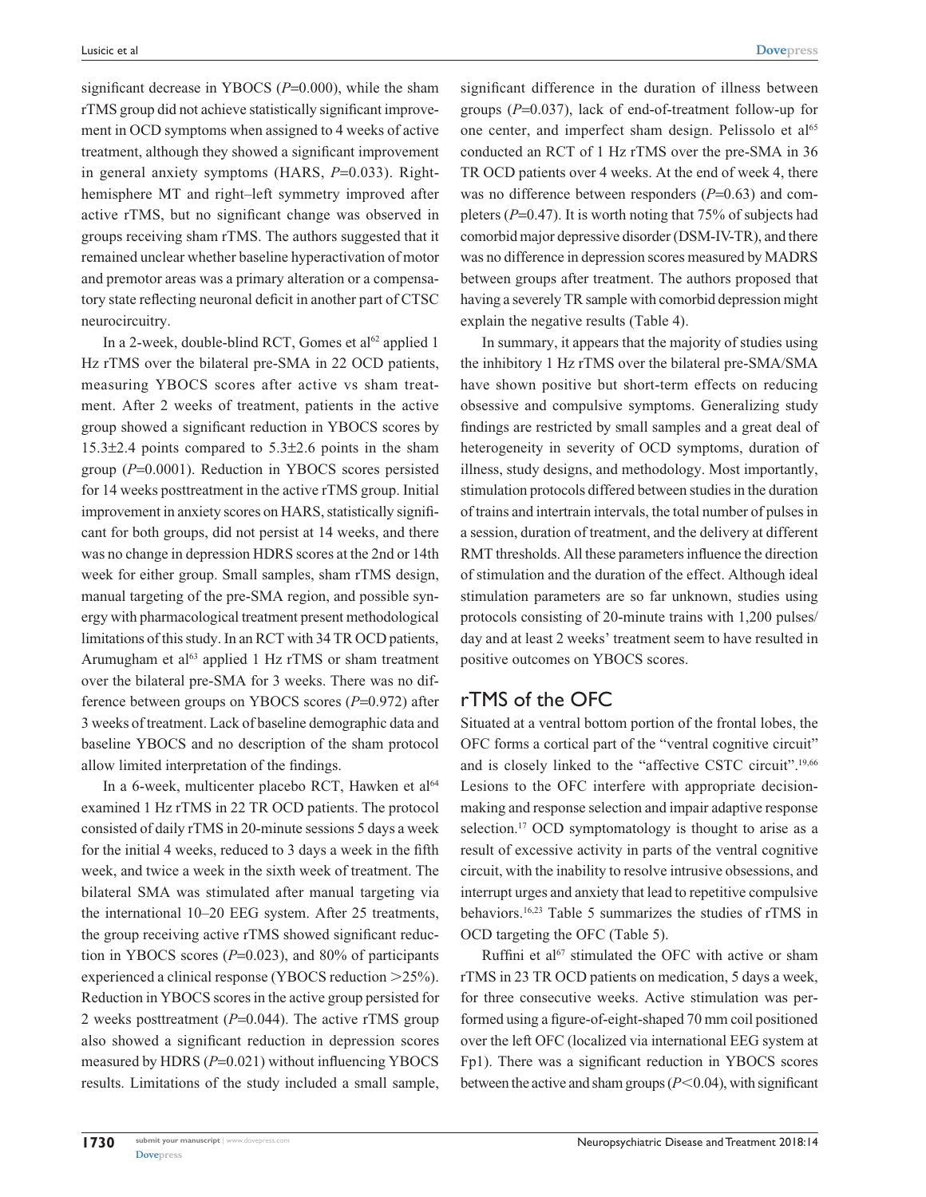significant decrease in YBOCS ($P$=0.000), while the sham rTMS group did not achieve statistically significant improvement in OCD symptoms when assigned to 4 weeks of active treatment, although they showed a significant improvement in general anxiety symptoms (HARS, $P$=0.033). Right-hemisphere MT and right–left symmetry improved after active rTMS, but no significant change was observed in groups receiving sham rTMS. The authors suggested that it remained unclear whether baseline hyperactivation of motor and premotor areas was a primary alteration or a compensatory state reflecting neuronal deficit in another part of CTSC neurocircuitry.

In a 2-week, double-blind RCT, Gomes et al[62] applied 1 Hz rTMS over the bilateral pre-SMA in 22 OCD patients, measuring YBOCS scores after active vs sham treatment. After 2 weeks of treatment, patients in the active group showed a significant reduction in YBOCS scores by 15.3±2.4 points compared to 5.3±2.6 points in the sham group ($P$=0.0001). Reduction in YBOCS scores persisted for 14 weeks posttreatment in the active rTMS group. Initial improvement in anxiety scores on HARS, statistically significant for both groups, did not persist at 14 weeks, and there was no change in depression HDRS scores at the 2nd or 14th week for either group. Small samples, sham rTMS design, manual targeting of the pre-SMA region, and possible synergy with pharmacological treatment present methodological limitations of this study. In an RCT with 34 TR OCD patients, Arumugham et al[63] applied 1 Hz rTMS or sham treatment over the bilateral pre-SMA for 3 weeks. There was no difference between groups on YBOCS scores ($P$=0.972) after 3 weeks of treatment. Lack of baseline demographic data and baseline YBOCS and no description of the sham protocol allow limited interpretation of the findings.

In a 6-week, multicenter placebo RCT, Hawken et al[64] examined 1 Hz rTMS in 22 TR OCD patients. The protocol consisted of daily rTMS in 20-minute sessions 5 days a week for the initial 4 weeks, reduced to 3 days a week in the fifth week, and twice a week in the sixth week of treatment. The bilateral SMA was stimulated after manual targeting via the international 10–20 EEG system. After 25 treatments, the group receiving active rTMS showed significant reduction in YBOCS scores ($P$=0.023), and 80% of participants experienced a clinical response (YBOCS reduction >25%). Reduction in YBOCS scores in the active group persisted for 2 weeks posttreatment ($P$=0.044). The active rTMS group also showed a significant reduction in depression scores measured by HDRS ($P$=0.021) without influencing YBOCS results. Limitations of the study included a small sample, significant difference in the duration of illness between groups ($P$=0.037), lack of end-of-treatment follow-up for one center, and imperfect sham design. Pelissolo et al[65] conducted an RCT of 1 Hz rTMS over the pre-SMA in 36 TR OCD patients over 4 weeks. At the end of week 4, there was no difference between responders ($P$=0.63) and completers ($P$=0.47). It is worth noting that 75% of subjects had comorbid major depressive disorder (DSM-IV-TR), and there was no difference in depression scores measured by MADRS between groups after treatment. The authors proposed that having a severely TR sample with comorbid depression might explain the negative results (Table 4).

In summary, it appears that the majority of studies using the inhibitory 1 Hz rTMS over the bilateral pre-SMA/SMA have shown positive but short-term effects on reducing obsessive and compulsive symptoms. Generalizing study findings are restricted by small samples and a great deal of heterogeneity in severity of OCD symptoms, duration of illness, study designs, and methodology. Most importantly, stimulation protocols differed between studies in the duration of trains and intertrain intervals, the total number of pulses in a session, duration of treatment, and the delivery at different RMT thresholds. All these parameters influence the direction of stimulation and the duration of the effect. Although ideal stimulation parameters are so far unknown, studies using protocols consisting of 20-minute trains with 1,200 pulses/day and at least 2 weeks' treatment seem to have resulted in positive outcomes on YBOCS scores.

## rTMS of the OFC

Situated at a ventral bottom portion of the frontal lobes, the OFC forms a cortical part of the "ventral cognitive circuit" and is closely linked to the "affective CSTC circuit".[19,66] Lesions to the OFC interfere with appropriate decision-making and response selection and impair adaptive response selection.[17] OCD symptomatology is thought to arise as a result of excessive activity in parts of the ventral cognitive circuit, with the inability to resolve intrusive obsessions, and interrupt urges and anxiety that lead to repetitive compulsive behaviors.[16,23] Table 5 summarizes the studies of rTMS in OCD targeting the OFC (Table 5).

Ruffini et al[67] stimulated the OFC with active or sham rTMS in 23 TR OCD patients on medication, 5 days a week, for three consecutive weeks. Active stimulation was performed using a figure-of-eight-shaped 70 mm coil positioned over the left OFC (localized via international EEG system at Fp1). There was a significant reduction in YBOCS scores between the active and sham groups ($P$<0.04), with significant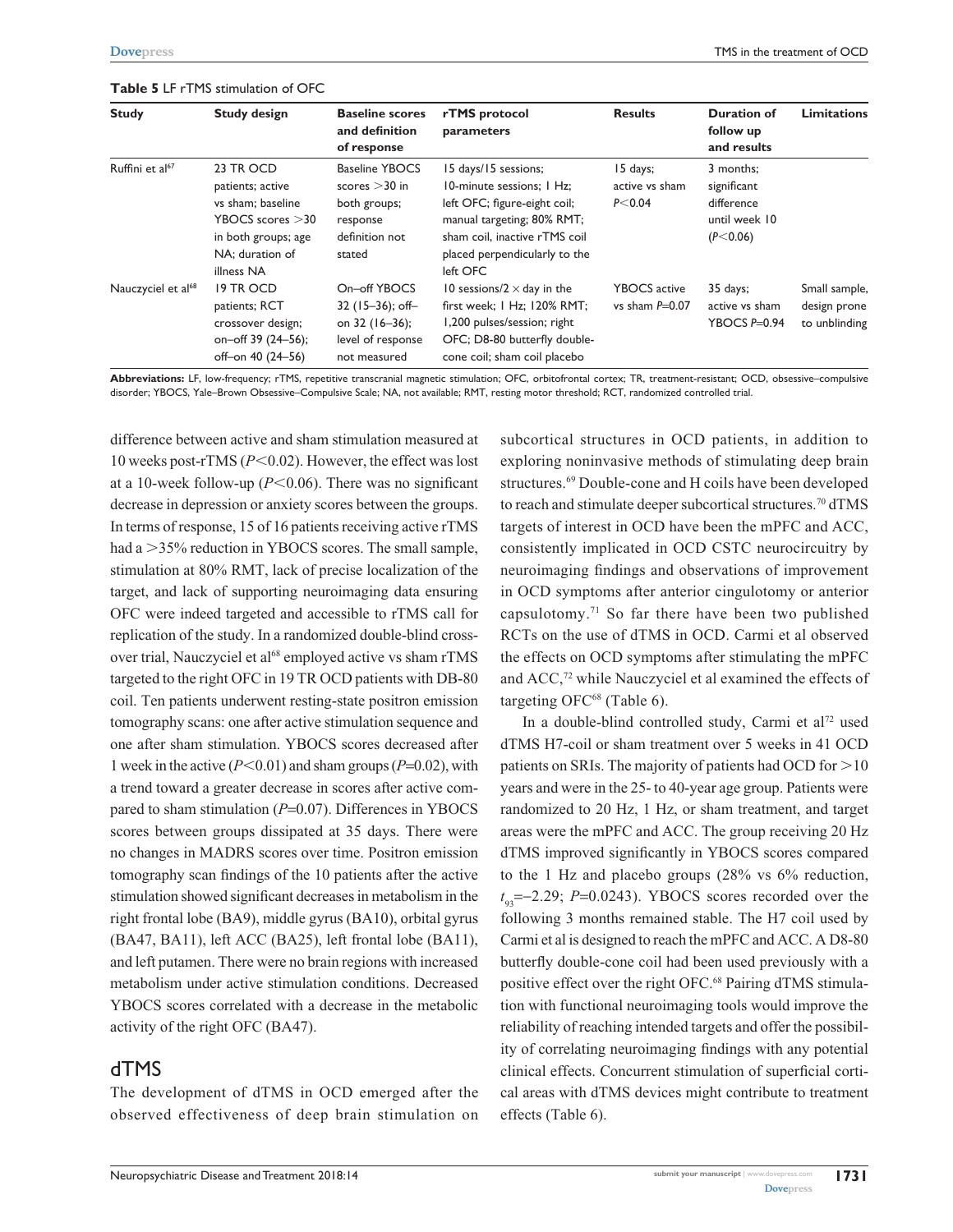**Table 5** LF rTMS stimulation of OFC

| Study | Study design | Baseline scores and definition of response | rTMS protocol parameters | Results | Duration of follow up and results | Limitations |
|---|---|---|---|---|---|---|
| Ruffini et al[67] | 23 TR OCD patients; active vs sham; baseline YBOCS scores >30 in both groups; age NA; duration of illness NA | Baseline YBOCS scores >30 in both groups; response definition not stated | 15 days/15 sessions; 10-minute sessions; 1 Hz; left OFC; figure-eight coil; manual targeting; 80% RMT; sham coil, inactive rTMS coil placed perpendicularly to the left OFC | 15 days; active vs sham $P<0.04$ | 3 months; significant difference until week 10 ($P<0.06$) | |
| Nauczyciel et al[68] | 19 TR OCD patients; RCT crossover design; on–off 39 (24–56); off–on 40 (24–56) | On–off YBOCS 32 (15–36); off–on 32 (16–36); level of response not measured | 10 sessions/2 × day in the first week; 1 Hz; 120% RMT; 1,200 pulses/session; right OFC; D8-80 butterfly double-cone coil; sham coil placebo | YBOCS active vs sham $P=0.07$ | 35 days; active vs sham YBOCS $P=0.94$ | Small sample, design prone to unblinding |

**Abbreviations:** LF, low-frequency; rTMS, repetitive transcranial magnetic stimulation; OFC, orbitofrontal cortex; TR, treatment-resistant; OCD, obsessive–compulsive disorder; YBOCS, Yale–Brown Obsessive–Compulsive Scale; NA, not available; RMT, resting motor threshold; RCT, randomized controlled trial.

difference between active and sham stimulation measured at 10 weeks post-rTMS ($P<0.02$). However, the effect was lost at a 10-week follow-up ($P<0.06$). There was no significant decrease in depression or anxiety scores between the groups. In terms of response, 15 of 16 patients receiving active rTMS had a >35% reduction in YBOCS scores. The small sample, stimulation at 80% RMT, lack of precise localization of the target, and lack of supporting neuroimaging data ensuring OFC were indeed targeted and accessible to rTMS call for replication of the study. In a randomized double-blind crossover trial, Nauczyciel et al[68] employed active vs sham rTMS targeted to the right OFC in 19 TR OCD patients with DB-80 coil. Ten patients underwent resting-state positron emission tomography scans: one after active stimulation sequence and one after sham stimulation. YBOCS scores decreased after 1 week in the active ($P<0.01$) and sham groups ($P=0.02$), with a trend toward a greater decrease in scores after active compared to sham stimulation ($P=0.07$). Differences in YBOCS scores between groups dissipated at 35 days. There were no changes in MADRS scores over time. Positron emission tomography scan findings of the 10 patients after the active stimulation showed significant decreases in metabolism in the right frontal lobe (BA9), middle gyrus (BA10), orbital gyrus (BA47, BA11), left ACC (BA25), left frontal lobe (BA11), and left putamen. There were no brain regions with increased metabolism under active stimulation conditions. Decreased YBOCS scores correlated with a decrease in the metabolic activity of the right OFC (BA47).

## dTMS

The development of dTMS in OCD emerged after the observed effectiveness of deep brain stimulation on subcortical structures in OCD patients, in addition to exploring noninvasive methods of stimulating deep brain structures.[69] Double-cone and H coils have been developed to reach and stimulate deeper subcortical structures.[70] dTMS targets of interest in OCD have been the mPFC and ACC, consistently implicated in OCD CSTC neurocircuitry by neuroimaging findings and observations of improvement in OCD symptoms after anterior cingulotomy or anterior capsulotomy.[71] So far there have been two published RCTs on the use of dTMS in OCD. Carmi et al observed the effects on OCD symptoms after stimulating the mPFC and ACC,[72] while Nauczyciel et al examined the effects of targeting OFC[68] (Table 6).

In a double-blind controlled study, Carmi et al[72] used dTMS H7-coil or sham treatment over 5 weeks in 41 OCD patients on SRIs. The majority of patients had OCD for >10 years and were in the 25- to 40-year age group. Patients were randomized to 20 Hz, 1 Hz, or sham treatment, and target areas were the mPFC and ACC. The group receiving 20 Hz dTMS improved significantly in YBOCS scores compared to the 1 Hz and placebo groups (28% vs 6% reduction, $t_{93}=-2.29$; $P=0.0243$). YBOCS scores recorded over the following 3 months remained stable. The H7 coil used by Carmi et al is designed to reach the mPFC and ACC. A D8-80 butterfly double-cone coil had been used previously with a positive effect over the right OFC.[68] Pairing dTMS stimulation with functional neuroimaging tools would improve the reliability of reaching intended targets and offer the possibility of correlating neuroimaging findings with any potential clinical effects. Concurrent stimulation of superficial cortical areas with dTMS devices might contribute to treatment effects (Table 6).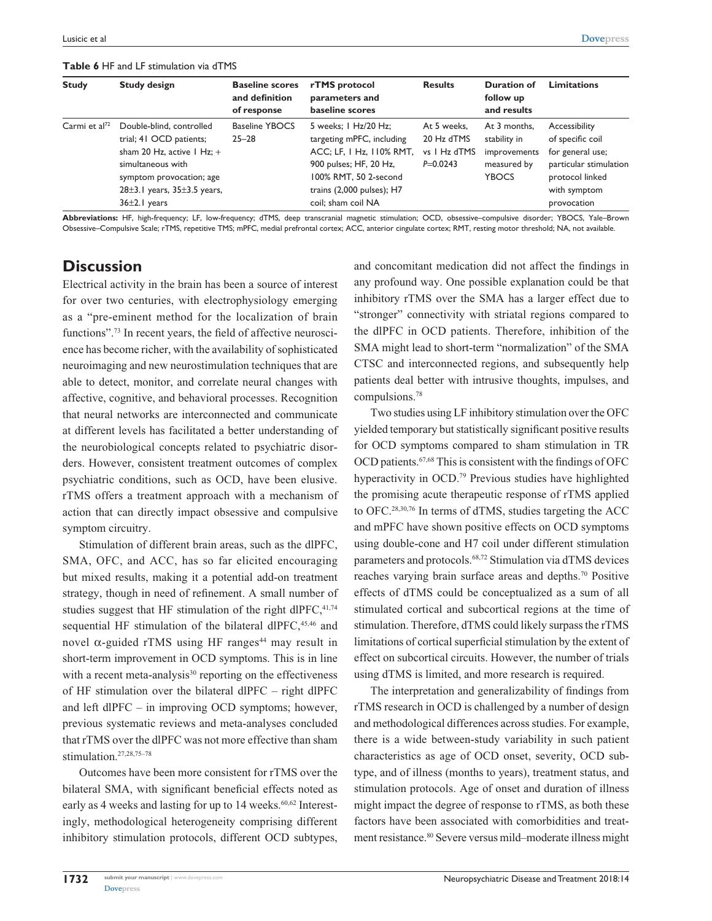**Table 6** HF and LF stimulation via dTMS

| Study | Study design | Baseline scores and definition of response | rTMS protocol parameters and baseline scores | Results | Duration of follow up and results | Limitations |
|---|---|---|---|---|---|---|
| Carmi et al[72] | Double-blind, controlled trial; 41 OCD patients; sham 20 Hz, active 1 Hz; + simultaneous with symptom provocation; age 28±3.1 years, 35±3.5 years, 36±2.1 years | Baseline YBOCS 25–28 | 5 weeks; 1 Hz/20 Hz; targeting mPFC, including ACC; LF, 1 Hz, 110% RMT, 900 pulses; HF, 20 Hz, 100% RMT, 50 2-second trains (2,000 pulses); H7 coil; sham coil NA | At 5 weeks, 20 Hz dTMS vs 1 Hz dTMS $P$=0.0243 | At 3 months, stability in improvements measured by YBOCS | Accessibility of specific coil for general use; particular stimulation protocol linked with symptom provocation |

**Abbreviations:** HF, high-frequency; LF, low-frequency; dTMS, deep transcranial magnetic stimulation; OCD, obsessive–compulsive disorder; YBOCS, Yale–Brown Obsessive–Compulsive Scale; rTMS, repetitive TMS; mPFC, medial prefrontal cortex; ACC, anterior cingulate cortex; RMT, resting motor threshold; NA, not available.

## Discussion

Electrical activity in the brain has been a source of interest for over two centuries, with electrophysiology emerging as a "pre-eminent method for the localization of brain functions".[73] In recent years, the field of affective neuroscience has become richer, with the availability of sophisticated neuroimaging and new neurostimulation techniques that are able to detect, monitor, and correlate neural changes with affective, cognitive, and behavioral processes. Recognition that neural networks are interconnected and communicate at different levels has facilitated a better understanding of the neurobiological concepts related to psychiatric disorders. However, consistent treatment outcomes of complex psychiatric conditions, such as OCD, have been elusive. rTMS offers a treatment approach with a mechanism of action that can directly impact obsessive and compulsive symptom circuitry.

Stimulation of different brain areas, such as the dlPFC, SMA, OFC, and ACC, has so far elicited encouraging but mixed results, making it a potential add-on treatment strategy, though in need of refinement. A small number of studies suggest that HF stimulation of the right dlPFC,[41,74] sequential HF stimulation of the bilateral dlPFC,[45,46] and novel $\alpha$-guided rTMS using HF ranges[44] may result in short-term improvement in OCD symptoms. This is in line with a recent meta-analysis[30] reporting on the effectiveness of HF stimulation over the bilateral dlPFC – right dlPFC and left dlPFC – in improving OCD symptoms; however, previous systematic reviews and meta-analyses concluded that rTMS over the dlPFC was not more effective than sham stimulation.[27,28,75–78]

Outcomes have been more consistent for rTMS over the bilateral SMA, with significant beneficial effects noted as early as 4 weeks and lasting for up to 14 weeks.[60,62] Interestingly, methodological heterogeneity comprising different inhibitory stimulation protocols, different OCD subtypes, and concomitant medication did not affect the findings in any profound way. One possible explanation could be that inhibitory rTMS over the SMA has a larger effect due to "stronger" connectivity with striatal regions compared to the dlPFC in OCD patients. Therefore, inhibition of the SMA might lead to short-term "normalization" of the SMA CTSC and interconnected regions, and subsequently help patients deal better with intrusive thoughts, impulses, and compulsions.[78]

Two studies using LF inhibitory stimulation over the OFC yielded temporary but statistically significant positive results for OCD symptoms compared to sham stimulation in TR OCD patients.[67,68] This is consistent with the findings of OFC hyperactivity in OCD.[79] Previous studies have highlighted the promising acute therapeutic response of rTMS applied to OFC.[28,30,76] In terms of dTMS, studies targeting the ACC and mPFC have shown positive effects on OCD symptoms using double-cone and H7 coil under different stimulation parameters and protocols.[68,72] Stimulation via dTMS devices reaches varying brain surface areas and depths.[70] Positive effects of dTMS could be conceptualized as a sum of all stimulated cortical and subcortical regions at the time of stimulation. Therefore, dTMS could likely surpass the rTMS limitations of cortical superficial stimulation by the extent of effect on subcortical circuits. However, the number of trials using dTMS is limited, and more research is required.

The interpretation and generalizability of findings from rTMS research in OCD is challenged by a number of design and methodological differences across studies. For example, there is a wide between-study variability in such patient characteristics as age of OCD onset, severity, OCD subtype, and of illness (months to years), treatment status, and stimulation protocols. Age of onset and duration of illness might impact the degree of response to rTMS, as both these factors have been associated with comorbidities and treatment resistance.[80] Severe versus mild–moderate illness might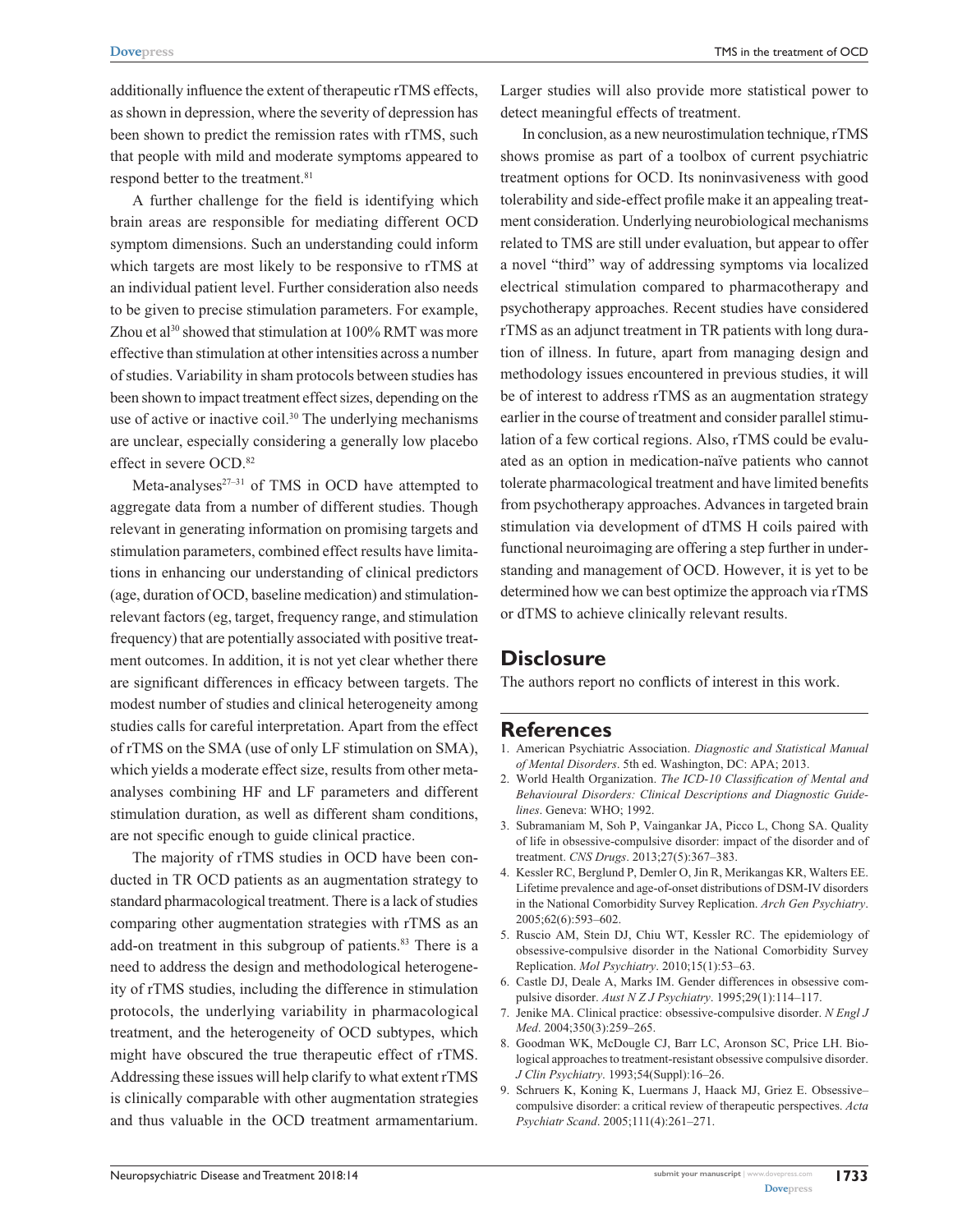additionally influence the extent of therapeutic rTMS effects, as shown in depression, where the severity of depression has been shown to predict the remission rates with rTMS, such that people with mild and moderate symptoms appeared to respond better to the treatment.[81]

A further challenge for the field is identifying which brain areas are responsible for mediating different OCD symptom dimensions. Such an understanding could inform which targets are most likely to be responsive to rTMS at an individual patient level. Further consideration also needs to be given to precise stimulation parameters. For example, Zhou et al[30] showed that stimulation at 100% RMT was more effective than stimulation at other intensities across a number of studies. Variability in sham protocols between studies has been shown to impact treatment effect sizes, depending on the use of active or inactive coil.[30] The underlying mechanisms are unclear, especially considering a generally low placebo effect in severe OCD.[82]

Meta-analyses[27–31] of TMS in OCD have attempted to aggregate data from a number of different studies. Though relevant in generating information on promising targets and stimulation parameters, combined effect results have limitations in enhancing our understanding of clinical predictors (age, duration of OCD, baseline medication) and stimulation-relevant factors (eg, target, frequency range, and stimulation frequency) that are potentially associated with positive treatment outcomes. In addition, it is not yet clear whether there are significant differences in efficacy between targets. The modest number of studies and clinical heterogeneity among studies calls for careful interpretation. Apart from the effect of rTMS on the SMA (use of only LF stimulation on SMA), which yields a moderate effect size, results from other meta-analyses combining HF and LF parameters and different stimulation duration, as well as different sham conditions, are not specific enough to guide clinical practice.

The majority of rTMS studies in OCD have been conducted in TR OCD patients as an augmentation strategy to standard pharmacological treatment. There is a lack of studies comparing other augmentation strategies with rTMS as an add-on treatment in this subgroup of patients.[83] There is a need to address the design and methodological heterogeneity of rTMS studies, including the difference in stimulation protocols, the underlying variability in pharmacological treatment, and the heterogeneity of OCD subtypes, which might have obscured the true therapeutic effect of rTMS. Addressing these issues will help clarify to what extent rTMS is clinically comparable with other augmentation strategies and thus valuable in the OCD treatment armamentarium. Larger studies will also provide more statistical power to detect meaningful effects of treatment.

In conclusion, as a new neurostimulation technique, rTMS shows promise as part of a toolbox of current psychiatric treatment options for OCD. Its noninvasiveness with good tolerability and side-effect profile make it an appealing treatment consideration. Underlying neurobiological mechanisms related to TMS are still under evaluation, but appear to offer a novel "third" way of addressing symptoms via localized electrical stimulation compared to pharmacotherapy and psychotherapy approaches. Recent studies have considered rTMS as an adjunct treatment in TR patients with long duration of illness. In future, apart from managing design and methodology issues encountered in previous studies, it will be of interest to address rTMS as an augmentation strategy earlier in the course of treatment and consider parallel stimulation of a few cortical regions. Also, rTMS could be evaluated as an option in medication-naïve patients who cannot tolerate pharmacological treatment and have limited benefits from psychotherapy approaches. Advances in targeted brain stimulation via development of dTMS H coils paired with functional neuroimaging are offering a step further in understanding and management of OCD. However, it is yet to be determined how we can best optimize the approach via rTMS or dTMS to achieve clinically relevant results.

## Disclosure

The authors report no conflicts of interest in this work.

## References

1. American Psychiatric Association. *Diagnostic and Statistical Manual of Mental Disorders*. 5th ed. Washington, DC: APA; 2013.
2. World Health Organization. *The ICD-10 Classification of Mental and Behavioural Disorders: Clinical Descriptions and Diagnostic Guidelines*. Geneva: WHO; 1992.
3. Subramaniam M, Soh P, Vaingankar JA, Picco L, Chong SA. Quality of life in obsessive-compulsive disorder: impact of the disorder and of treatment. *CNS Drugs*. 2013;27(5):367–383.
4. Kessler RC, Berglund P, Demler O, Jin R, Merikangas KR, Walters EE. Lifetime prevalence and age-of-onset distributions of DSM-IV disorders in the National Comorbidity Survey Replication. *Arch Gen Psychiatry*. 2005;62(6):593–602.
5. Ruscio AM, Stein DJ, Chiu WT, Kessler RC. The epidemiology of obsessive-compulsive disorder in the National Comorbidity Survey Replication. *Mol Psychiatry*. 2010;15(1):53–63.
6. Castle DJ, Deale A, Marks IM. Gender differences in obsessive compulsive disorder. *Aust N Z J Psychiatry*. 1995;29(1):114–117.
7. Jenike MA. Clinical practice: obsessive-compulsive disorder. *N Engl J Med*. 2004;350(3):259–265.
8. Goodman WK, McDougle CJ, Barr LC, Aronson SC, Price LH. Biological approaches to treatment-resistant obsessive compulsive disorder. *J Clin Psychiatry*. 1993;54(Suppl):16–26.
9. Schruers K, Koning K, Luermans J, Haack MJ, Griez E. Obsessive–compulsive disorder: a critical review of therapeutic perspectives. *Acta Psychiatr Scand*. 2005;111(4):261–271.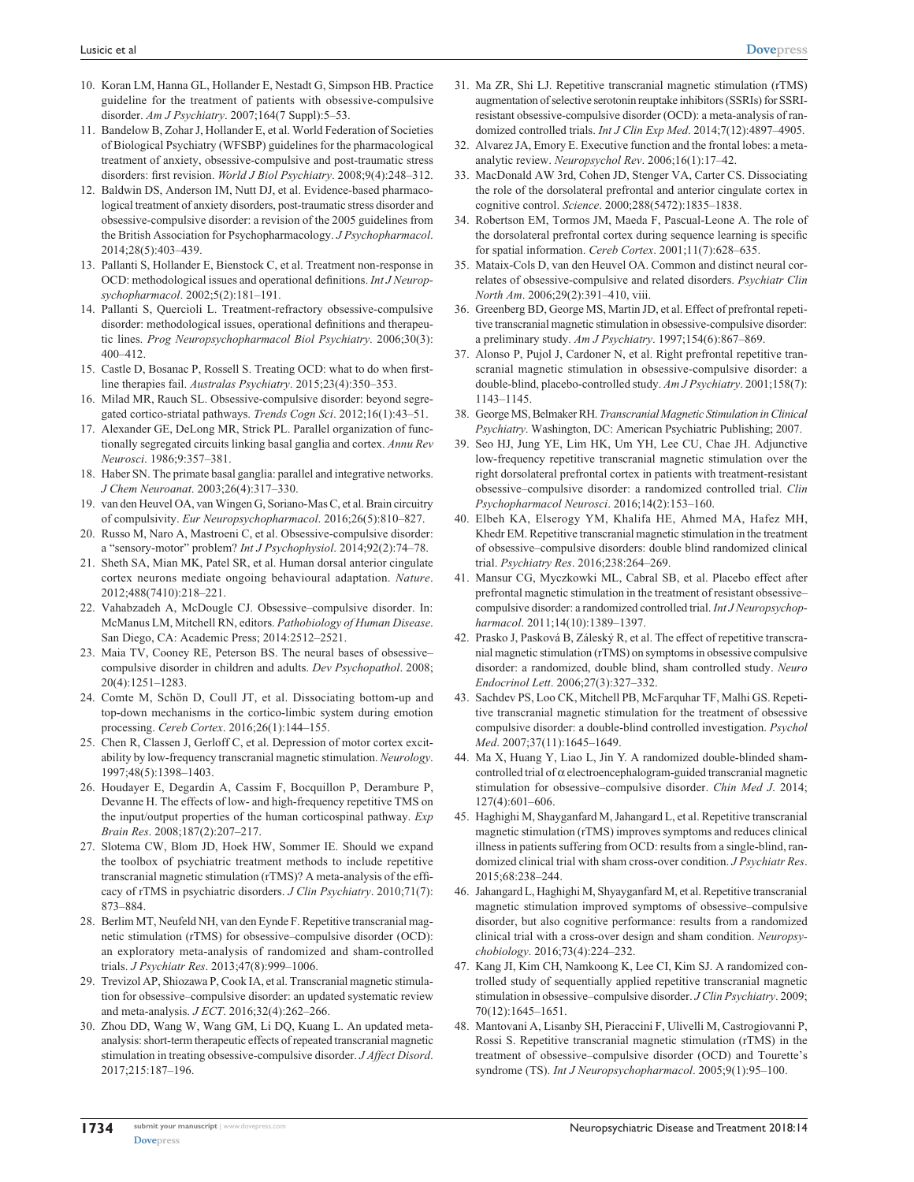10. Koran LM, Hanna GL, Hollander E, Nestadt G, Simpson HB. Practice guideline for the treatment of patients with obsessive-compulsive disorder. *Am J Psychiatry*. 2007;164(7 Suppl):5–53.
11. Bandelow B, Zohar J, Hollander E, et al. World Federation of Societies of Biological Psychiatry (WFSBP) guidelines for the pharmacological treatment of anxiety, obsessive-compulsive and post-traumatic stress disorders: first revision. *World J Biol Psychiatry*. 2008;9(4):248–312.
12. Baldwin DS, Anderson IM, Nutt DJ, et al. Evidence-based pharmacological treatment of anxiety disorders, post-traumatic stress disorder and obsessive-compulsive disorder: a revision of the 2005 guidelines from the British Association for Psychopharmacology. *J Psychopharmacol*. 2014;28(5):403–439.
13. Pallanti S, Hollander E, Bienstock C, et al. Treatment non-response in OCD: methodological issues and operational definitions. *Int J Neuropsychopharmacol*. 2002;5(2):181–191.
14. Pallanti S, Quercioli L. Treatment-refractory obsessive-compulsive disorder: methodological issues, operational definitions and therapeutic lines. *Prog Neuropsychopharmacol Biol Psychiatry*. 2006;30(3): 400–412.
15. Castle D, Bosanac P, Rossell S. Treating OCD: what to do when first-line therapies fail. *Australas Psychiatry*. 2015;23(4):350–353.
16. Milad MR, Rauch SL. Obsessive-compulsive disorder: beyond segregated cortico-striatal pathways. *Trends Cogn Sci*. 2012;16(1):43–51.
17. Alexander GE, DeLong MR, Strick PL. Parallel organization of functionally segregated circuits linking basal ganglia and cortex. *Annu Rev Neurosci*. 1986;9:357–381.
18. Haber SN. The primate basal ganglia: parallel and integrative networks. *J Chem Neuroanat*. 2003;26(4):317–330.
19. van den Heuvel OA, van Wingen G, Soriano-Mas C, et al. Brain circuitry of compulsivity. *Eur Neuropsychopharmacol*. 2016;26(5):810–827.
20. Russo M, Naro A, Mastroeni C, et al. Obsessive-compulsive disorder: a "sensory-motor" problem? *Int J Psychophysiol*. 2014;92(2):74–78.
21. Sheth SA, Mian MK, Patel SR, et al. Human dorsal anterior cingulate cortex neurons mediate ongoing behavioural adaptation. *Nature*. 2012;488(7410):218–221.
22. Vahabzadeh A, McDougle CJ. Obsessive–compulsive disorder. In: McManus LM, Mitchell RN, editors. *Pathobiology of Human Disease*. San Diego, CA: Academic Press; 2014:2512–2521.
23. Maia TV, Cooney RE, Peterson BS. The neural bases of obsessive–compulsive disorder in children and adults. *Dev Psychopathol*. 2008; 20(4):1251–1283.
24. Comte M, Schön D, Coull JT, et al. Dissociating bottom-up and top-down mechanisms in the cortico-limbic system during emotion processing. *Cereb Cortex*. 2016;26(1):144–155.
25. Chen R, Classen J, Gerloff C, et al. Depression of motor cortex excitability by low-frequency transcranial magnetic stimulation. *Neurology*. 1997;48(5):1398–1403.
26. Houdayer E, Degardin A, Cassim F, Bocquillon P, Derambure P, Devanne H. The effects of low- and high-frequency repetitive TMS on the input/output properties of the human corticospinal pathway. *Exp Brain Res*. 2008;187(2):207–217.
27. Slotema CW, Blom JD, Hoek HW, Sommer IE. Should we expand the toolbox of psychiatric treatment methods to include repetitive transcranial magnetic stimulation (rTMS)? A meta-analysis of the efficacy of rTMS in psychiatric disorders. *J Clin Psychiatry*. 2010;71(7): 873–884.
28. Berlim MT, Neufeld NH, van den Eynde F. Repetitive transcranial magnetic stimulation (rTMS) for obsessive–compulsive disorder (OCD): an exploratory meta-analysis of randomized and sham-controlled trials. *J Psychiatr Res*. 2013;47(8):999–1006.
29. Trevizol AP, Shiozawa P, Cook IA, et al. Transcranial magnetic stimulation for obsessive–compulsive disorder: an updated systematic review and meta-analysis. *J ECT*. 2016;32(4):262–266.
30. Zhou DD, Wang W, Wang GM, Li DQ, Kuang L. An updated meta-analysis: short-term therapeutic effects of repeated transcranial magnetic stimulation in treating obsessive-compulsive disorder. *J Affect Disord*. 2017;215:187–196.
31. Ma ZR, Shi LJ. Repetitive transcranial magnetic stimulation (rTMS) augmentation of selective serotonin reuptake inhibitors (SSRIs) for SSRI-resistant obsessive-compulsive disorder (OCD): a meta-analysis of randomized controlled trials. *Int J Clin Exp Med*. 2014;7(12):4897–4905.
32. Alvarez JA, Emory E. Executive function and the frontal lobes: a meta-analytic review. *Neuropsychol Rev*. 2006;16(1):17–42.
33. MacDonald AW 3rd, Cohen JD, Stenger VA, Carter CS. Dissociating the role of the dorsolateral prefrontal and anterior cingulate cortex in cognitive control. *Science*. 2000;288(5472):1835–1838.
34. Robertson EM, Tormos JM, Maeda F, Pascual-Leone A. The role of the dorsolateral prefrontal cortex during sequence learning is specific for spatial information. *Cereb Cortex*. 2001;11(7):628–635.
35. Mataix-Cols D, van den Heuvel OA. Common and distinct neural correlates of obsessive-compulsive and related disorders. *Psychiatr Clin North Am*. 2006;29(2):391–410, viii.
36. Greenberg BD, George MS, Martin JD, et al. Effect of prefrontal repetitive transcranial magnetic stimulation in obsessive-compulsive disorder: a preliminary study. *Am J Psychiatry*. 1997;154(6):867–869.
37. Alonso P, Pujol J, Cardoner N, et al. Right prefrontal repetitive transcranial magnetic stimulation in obsessive-compulsive disorder: a double-blind, placebo-controlled study. *Am J Psychiatry*. 2001;158(7): 1143–1145.
38. George MS, Belmaker RH. *Transcranial Magnetic Stimulation in Clinical Psychiatry*. Washington, DC: American Psychiatric Publishing; 2007.
39. Seo HJ, Jung YE, Lim HK, Um YH, Lee CU, Chae JH. Adjunctive low-frequency repetitive transcranial magnetic stimulation over the right dorsolateral prefrontal cortex in patients with treatment-resistant obsessive–compulsive disorder: a randomized controlled trial. *Clin Psychopharmacol Neurosci*. 2016;14(2):153–160.
40. Elbeh KA, Elserogy YM, Khalifa HE, Ahmed MA, Hafez MH, Khedr EM. Repetitive transcranial magnetic stimulation in the treatment of obsessive–compulsive disorders: double blind randomized clinical trial. *Psychiatry Res*. 2016;238:264–269.
41. Mansur CG, Myczkowki ML, Cabral SB, et al. Placebo effect after prefrontal magnetic stimulation in the treatment of resistant obsessive–compulsive disorder: a randomized controlled trial. *Int J Neuropsychopharmacol*. 2011;14(10):1389–1397.
42. Prasko J, Pasková B, Záleský R, et al. The effect of repetitive transcranial magnetic stimulation (rTMS) on symptoms in obsessive compulsive disorder: a randomized, double blind, sham controlled study. *Neuro Endocrinol Lett*. 2006;27(3):327–332.
43. Sachdev PS, Loo CK, Mitchell PB, McFarquhar TF, Malhi GS. Repetitive transcranial magnetic stimulation for the treatment of obsessive compulsive disorder: a double-blind controlled investigation. *Psychol Med*. 2007;37(11):1645–1649.
44. Ma X, Huang Y, Liao L, Jin Y. A randomized double-blinded sham-controlled trial of $\alpha$ electroencephalogram-guided transcranial magnetic stimulation for obsessive–compulsive disorder. *Chin Med J*. 2014; 127(4):601–606.
45. Haghighi M, Shayganfard M, Jahangard L, et al. Repetitive transcranial magnetic stimulation (rTMS) improves symptoms and reduces clinical illness in patients suffering from OCD: results from a single-blind, randomized clinical trial with sham cross-over condition. *J Psychiatr Res*. 2015;68:238–244.
46. Jahangard L, Haghighi M, Shyayganfard M, et al. Repetitive transcranial magnetic stimulation improved symptoms of obsessive–compulsive disorder, but also cognitive performance: results from a randomized clinical trial with a cross-over design and sham condition. *Neuropsychobiology*. 2016;73(4):224–232.
47. Kang JI, Kim CH, Namkoong K, Lee CI, Kim SJ. A randomized controlled study of sequentially applied repetitive transcranial magnetic stimulation in obsessive–compulsive disorder. *J Clin Psychiatry*. 2009; 70(12):1645–1651.
48. Mantovani A, Lisanby SH, Pieraccini F, Ulivelli M, Castrogiovanni P, Rossi S. Repetitive transcranial magnetic stimulation (rTMS) in the treatment of obsessive–compulsive disorder (OCD) and Tourette's syndrome (TS). *Int J Neuropsychopharmacol*. 2005;9(1):95–100.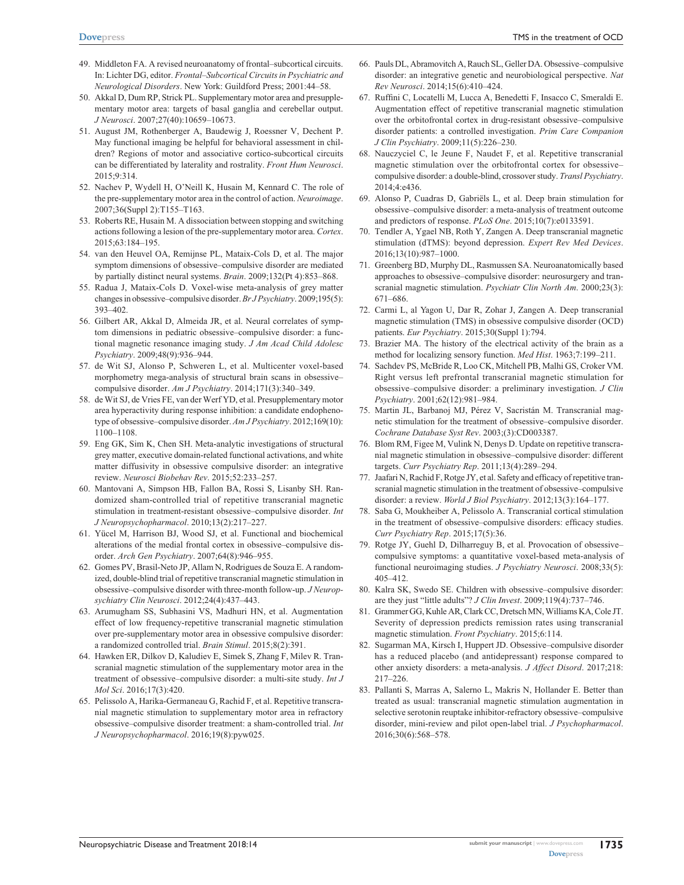49. Middleton FA. A revised neuroanatomy of frontal–subcortical circuits. In: Lichter DG, editor. *Frontal–Subcortical Circuits in Psychiatric and Neurological Disorders*. New York: Guildford Press; 2001:44–58.
50. Akkal D, Dum RP, Strick PL. Supplementary motor area and presupplementary motor area: targets of basal ganglia and cerebellar output. *J Neurosci*. 2007;27(40):10659–10673.
51. August JM, Rothenberger A, Baudewig J, Roessner V, Dechent P. May functional imaging be helpful for behavioral assessment in children? Regions of motor and associative cortico-subcortical circuits can be differentiated by laterality and rostrality. *Front Hum Neurosci*. 2015;9:314.
52. Nachev P, Wydell H, O'Neill K, Husain M, Kennard C. The role of the pre-supplementary motor area in the control of action. *Neuroimage*. 2007;36(Suppl 2):T155–T163.
53. Roberts RE, Husain M. A dissociation between stopping and switching actions following a lesion of the pre-supplementary motor area. *Cortex*. 2015;63:184–195.
54. van den Heuvel OA, Remijnse PL, Mataix-Cols D, et al. The major symptom dimensions of obsessive–compulsive disorder are mediated by partially distinct neural systems. *Brain*. 2009;132(Pt 4):853–868.
55. Radua J, Mataix-Cols D. Voxel-wise meta-analysis of grey matter changes in obsessive–compulsive disorder. *Br J Psychiatry*. 2009;195(5):393–402.
56. Gilbert AR, Akkal D, Almeida JR, et al. Neural correlates of symptom dimensions in pediatric obsessive–compulsive disorder: a functional magnetic resonance imaging study. *J Am Acad Child Adolesc Psychiatry*. 2009;48(9):936–944.
57. de Wit SJ, Alonso P, Schweren L, et al. Multicenter voxel-based morphometry mega-analysis of structural brain scans in obsessive–compulsive disorder. *Am J Psychiatry*. 2014;171(3):340–349.
58. de Wit SJ, de Vries FE, van der Werf YD, et al. Presupplementary motor area hyperactivity during response inhibition: a candidate endophenotype of obsessive–compulsive disorder. *Am J Psychiatry*. 2012;169(10):1100–1108.
59. Eng GK, Sim K, Chen SH. Meta-analytic investigations of structural grey matter, executive domain-related functional activations, and white matter diffusivity in obsessive compulsive disorder: an integrative review. *Neurosci Biobehav Rev*. 2015;52:233–257.
60. Mantovani A, Simpson HB, Fallon BA, Rossi S, Lisanby SH. Randomized sham-controlled trial of repetitive transcranial magnetic stimulation in treatment-resistant obsessive–compulsive disorder. *Int J Neuropsychopharmacol*. 2010;13(2):217–227.
61. Yücel M, Harrison BJ, Wood SJ, et al. Functional and biochemical alterations of the medial frontal cortex in obsessive–compulsive disorder. *Arch Gen Psychiatry*. 2007;64(8):946–955.
62. Gomes PV, Brasil-Neto JP, Allam N, Rodrigues de Souza E. A randomized, double-blind trial of repetitive transcranial magnetic stimulation in obsessive–compulsive disorder with three-month follow-up. *J Neuropsychiatry Clin Neurosci*. 2012;24(4):437–443.
63. Arumugham SS, Subhasini VS, Madhuri HN, et al. Augmentation effect of low frequency-repetitive transcranial magnetic stimulation over pre-supplementary motor area in obsessive compulsive disorder: a randomized controlled trial. *Brain Stimul*. 2015;8(2):391.
64. Hawken ER, Dilkov D, Kaludiev E, Simek S, Zhang F, Milev R. Transcranial magnetic stimulation of the supplementary motor area in the treatment of obsessive–compulsive disorder: a multi-site study. *Int J Mol Sci*. 2016;17(3):420.
65. Pelissolo A, Harika-Germaneau G, Rachid F, et al. Repetitive transcranial magnetic stimulation to supplementary motor area in refractory obsessive–compulsive disorder treatment: a sham-controlled trial. *Int J Neuropsychopharmacol*. 2016;19(8):pyw025.
66. Pauls DL, Abramovitch A, Rauch SL, Geller DA. Obsessive–compulsive disorder: an integrative genetic and neurobiological perspective. *Nat Rev Neurosci*. 2014;15(6):410–424.
67. Ruffini C, Locatelli M, Lucca A, Benedetti F, Insacco C, Smeraldi E. Augmentation effect of repetitive transcranial magnetic stimulation over the orbitofrontal cortex in drug-resistant obsessive–compulsive disorder patients: a controlled investigation. *Prim Care Companion J Clin Psychiatry*. 2009;11(5):226–230.
68. Nauczyciel C, le Jeune F, Naudet F, et al. Repetitive transcranial magnetic stimulation over the orbitofrontal cortex for obsessive–compulsive disorder: a double-blind, crossover study. *Transl Psychiatry*. 2014;4:e436.
69. Alonso P, Cuadras D, Gabriëls L, et al. Deep brain stimulation for obsessive–compulsive disorder: a meta-analysis of treatment outcome and predictors of response. *PLoS One*. 2015;10(7):e0133591.
70. Tendler A, Ygael NB, Roth Y, Zangen A. Deep transcranial magnetic stimulation (dTMS): beyond depression. *Expert Rev Med Devices*. 2016;13(10):987–1000.
71. Greenberg BD, Murphy DL, Rasmussen SA. Neuroanatomically based approaches to obsessive–compulsive disorder: neurosurgery and transcranial magnetic stimulation. *Psychiatr Clin North Am*. 2000;23(3):671–686.
72. Carmi L, al Yagon U, Dar R, Zohar J, Zangen A. Deep transcranial magnetic stimulation (TMS) in obsessive compulsive disorder (OCD) patients. *Eur Psychiatry*. 2015;30(Suppl 1):794.
73. Brazier MA. The history of the electrical activity of the brain as a method for localizing sensory function. *Med Hist*. 1963;7:199–211.
74. Sachdev PS, McBride R, Loo CK, Mitchell PB, Malhi GS, Croker VM. Right versus left prefrontal transcranial magnetic stimulation for obsessive–compulsive disorder: a preliminary investigation. *J Clin Psychiatry*. 2001;62(12):981–984.
75. Martin JL, Barbanoj MJ, Pérez V, Sacristán M. Transcranial magnetic stimulation for the treatment of obsessive–compulsive disorder. *Cochrane Database Syst Rev*. 2003;(3):CD003387.
76. Blom RM, Figee M, Vulink N, Denys D. Update on repetitive transcranial magnetic stimulation in obsessive–compulsive disorder: different targets. *Curr Psychiatry Rep*. 2011;13(4):289–294.
77. Jaafari N, Rachid F, Rotge JY, et al. Safety and efficacy of repetitive transcranial magnetic stimulation in the treatment of obsessive–compulsive disorder: a review. *World J Biol Psychiatry*. 2012;13(3):164–177.
78. Saba G, Moukheiber A, Pelissolo A. Transcranial cortical stimulation in the treatment of obsessive–compulsive disorders: efficacy studies. *Curr Psychiatry Rep*. 2015;17(5):36.
79. Rotge JY, Guehl D, Dilharreguy B, et al. Provocation of obsessive–compulsive symptoms: a quantitative voxel-based meta-analysis of functional neuroimaging studies. *J Psychiatry Neurosci*. 2008;33(5):405–412.
80. Kalra SK, Swedo SE. Children with obsessive–compulsive disorder: are they just "little adults"? *J Clin Invest*. 2009;119(4):737–746.
81. Grammer GG, Kuhle AR, Clark CC, Dretsch MN, Williams KA, Cole JT. Severity of depression predicts remission rates using transcranial magnetic stimulation. *Front Psychiatry*. 2015;6:114.
82. Sugarman MA, Kirsch I, Huppert JD. Obsessive–compulsive disorder has a reduced placebo (and antidepressant) response compared to other anxiety disorders: a meta-analysis. *J Affect Disord*. 2017;218:217–226.
83. Pallanti S, Marras A, Salerno L, Makris N, Hollander E. Better than treated as usual: transcranial magnetic stimulation augmentation in selective serotonin reuptake inhibitor-refractory obsessive–compulsive disorder, mini-review and pilot open-label trial. *J Psychopharmacol*. 2016;30(6):568–578.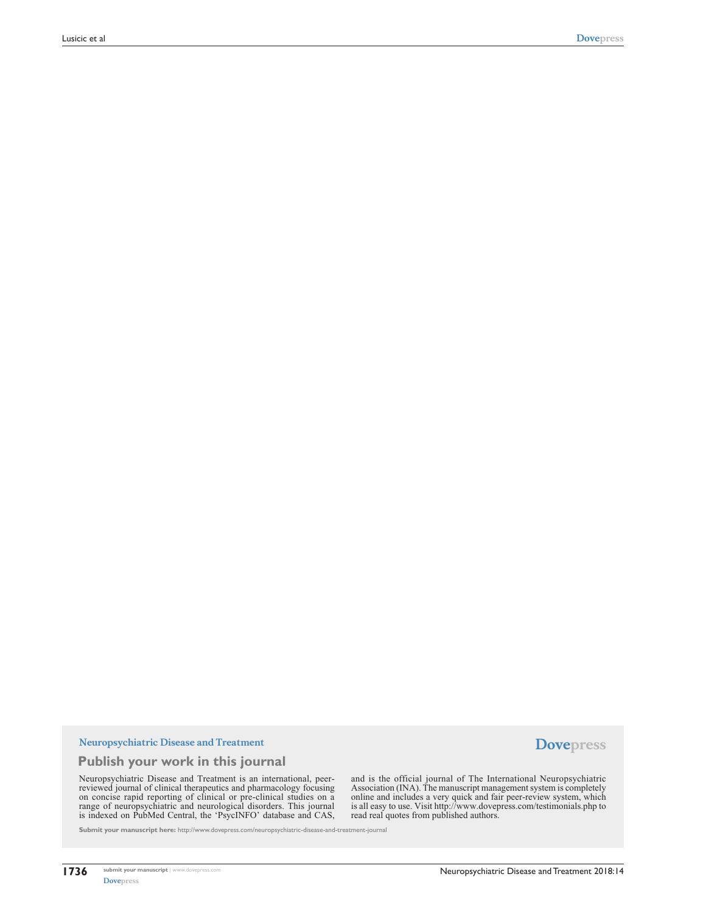**Neuropsychiatric Disease and Treatment**

**Dovepress**

## Publish your work in this journal

Neuropsychiatric Disease and Treatment is an international, peer-reviewed journal of clinical therapeutics and pharmacology focusing on concise rapid reporting of clinical or pre-clinical studies on a range of neuropsychiatric and neurological disorders. This journal is indexed on PubMed Central, the 'PsycINFO' database and CAS, and is the official journal of The International Neuropsychiatric Association (INA). The manuscript management system is completely online and includes a very quick and fair peer-review system, which is all easy to use. Visit http://www.dovepress.com/testimonials.php to read real quotes from published authors.

**Submit your manuscript here:** http://www.dovepress.com/neuropsychiatric-disease-and-treatment-journal